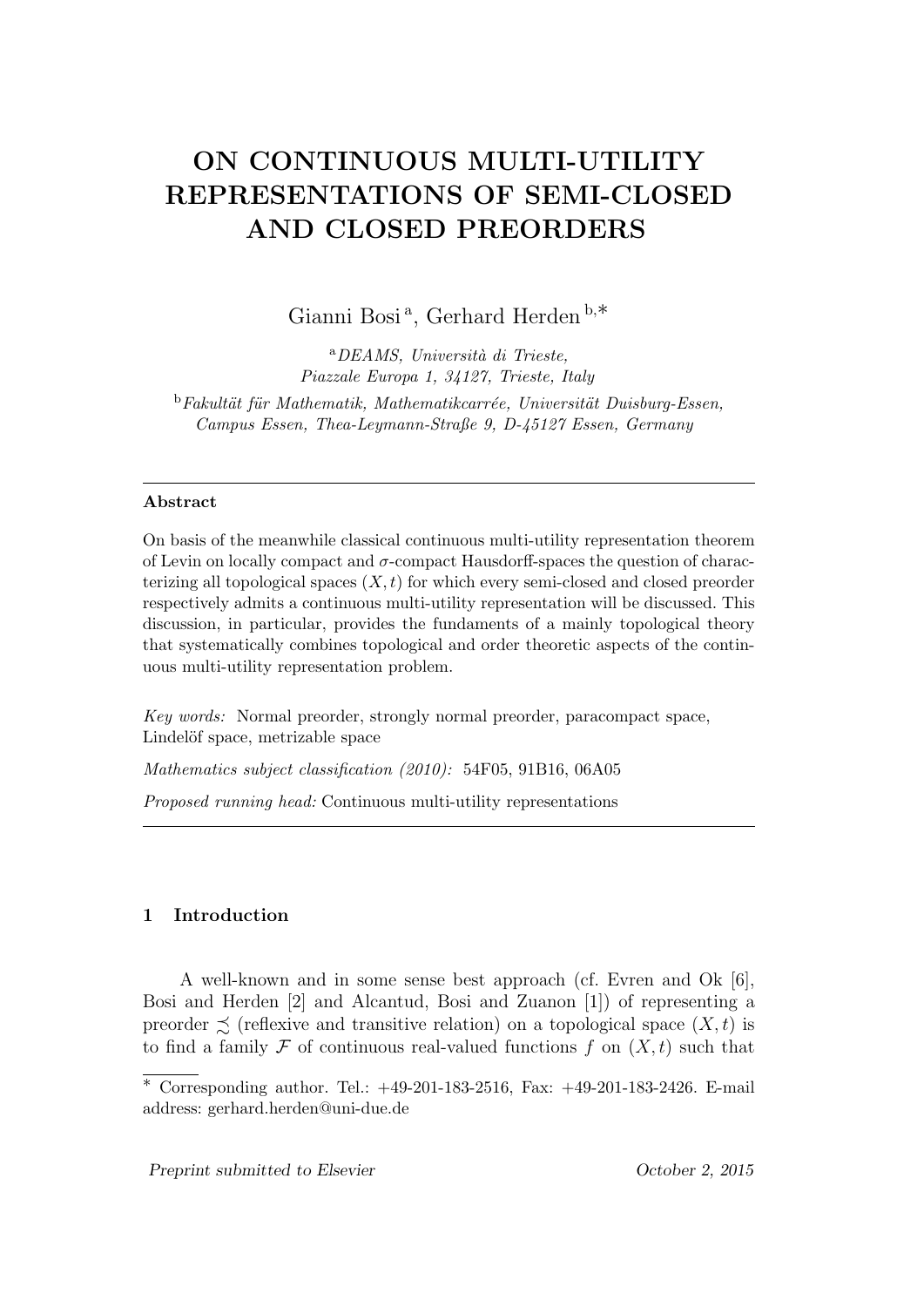# ON CONTINUOUS MULTI-UTILITY REPRESENTATIONS OF SEMI-CLOSED AND CLOSED PREORDERS

Gianni Bosi [a], Gerhard Herden [b,*]

[a] *DEAMS, Università di Trieste, Piazzale Europa 1, 34127, Trieste, Italy*

[b] *Fakultät für Mathematik, Mathematikcarrée, Universität Duisburg-Essen, Campus Essen, Thea-Leymann-Straße 9, D-45127 Essen, Germany*

---

**Abstract**

On basis of the meanwhile classical continuous multi-utility representation theorem of Levin on locally compact and $\sigma$-compact Hausdorff-spaces the question of characterizing all topological spaces $(X, t)$ for which every semi-closed and closed preorder respectively admits a continuous multi-utility representation will be discussed. This discussion, in particular, provides the fundaments of a mainly topological theory that systematically combines topological and order theoretic aspects of the continuous multi-utility representation problem.

*Key words:* Normal preorder, strongly normal preorder, paracompact space, Lindelöf space, metrizable space

*Mathematics subject classification (2010):* 54F05, 91B16, 06A05

*Proposed running head:* Continuous multi-utility representations

---

## 1 Introduction

A well-known and in some sense best approach (cf. Evren and Ok [6], Bosi and Herden [2] and Alcantud, Bosi and Zuanon [1]) of representing a preorder $\precsim$ (reflexive and transitive relation) on a topological space $(X, t)$ is to find a family $\mathcal{F}$ of continuous real-valued functions $f$ on $(X, t)$ such that

---

\* Corresponding author. Tel.: +49-201-183-2516, Fax: +49-201-183-2426. E-mail address: gerhard.herden@uni-due.de

*Preprint submitted to Elsevier* *October 2, 2015*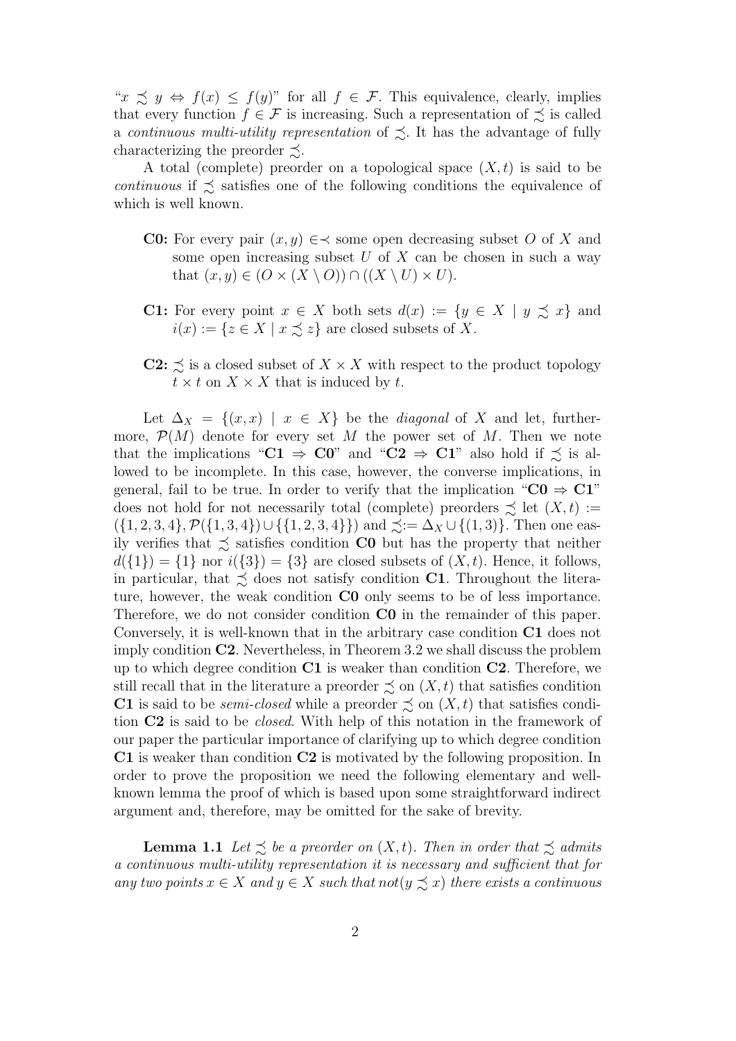"$x \precsim y \Leftrightarrow f(x) \leq f(y)$" for all $f \in \mathcal{F}$. This equivalence, clearly, implies that every function $f \in \mathcal{F}$ is increasing. Such a representation of $\precsim$ is called a *continuous multi-utility representation* of $\precsim$. It has the advantage of fully characterizing the preorder $\precsim$.

A total (complete) preorder on a topological space $(X, t)$ is said to be *continuous* if $\precsim$ satisfies one of the following conditions the equivalence of which is well known.

- **C0:** For every pair $(x, y) \in \prec$ some open decreasing subset $O$ of $X$ and some open increasing subset $U$ of $X$ can be chosen in such a way that $(x, y) \in (O \times (X \setminus O)) \cap ((X \setminus U) \times U)$.

- **C1:** For every point $x \in X$ both sets $d(x) := \{y \in X \mid y \precsim x\}$ and $i(x) := \{z \in X \mid x \precsim z\}$ are closed subsets of $X$.

- **C2:** $\precsim$ is a closed subset of $X \times X$ with respect to the product topology $t \times t$ on $X \times X$ that is induced by $t$.

Let $\Delta_X = \{(x, x) \mid x \in X\}$ be the *diagonal* of $X$ and let, furthermore, $\mathcal{P}(M)$ denote for every set $M$ the power set of $M$. Then we note that the implications "**C1** $\Rightarrow$ **C0**" and "**C2** $\Rightarrow$ **C1**" also hold if $\precsim$ is allowed to be incomplete. In this case, however, the converse implications, in general, fail to be true. In order to verify that the implication "**C0** $\Rightarrow$ **C1**" does not hold for not necessarily total (complete) preorders $\precsim$ let $(X, t) := (\{1, 2, 3, 4\}, \mathcal{P}(\{1, 3, 4\}) \cup \{\{1, 2, 3, 4\}\})$ and $\precsim := \Delta_X \cup \{(1, 3)\}$. Then one easily verifies that $\precsim$ satisfies condition **C0** but has the property that neither $d(\{1\}) = \{1\}$ nor $i(\{3\}) = \{3\}$ are closed subsets of $(X, t)$. Hence, it follows, in particular, that $\precsim$ does not satisfy condition **C1**. Throughout the literature, however, the weak condition **C0** only seems to be of less importance. Therefore, we do not consider condition **C0** in the remainder of this paper. Conversely, it is well-known that in the arbitrary case condition **C1** does not imply condition **C2**. Nevertheless, in Theorem 3.2 we shall discuss the problem up to which degree condition **C1** is weaker than condition **C2**. Therefore, we still recall that in the literature a preorder $\precsim$ on $(X, t)$ that satisfies condition **C1** is said to be *semi-closed* while a preorder $\precsim$ on $(X, t)$ that satisfies condition **C2** is said to be *closed*. With help of this notation in the framework of our paper the particular importance of clarifying up to which degree condition **C1** is weaker than condition **C2** is motivated by the following proposition. In order to prove the proposition we need the following elementary and well-known lemma the proof of which is based upon some straightforward indirect argument and, therefore, may be omitted for the sake of brevity.

**Lemma 1.1** *Let $\precsim$ be a preorder on $(X, t)$. Then in order that $\precsim$ admits a continuous multi-utility representation it is necessary and sufficient that for any two points $x \in X$ and $y \in X$ such that not$(y \precsim x)$ there exists a continuous*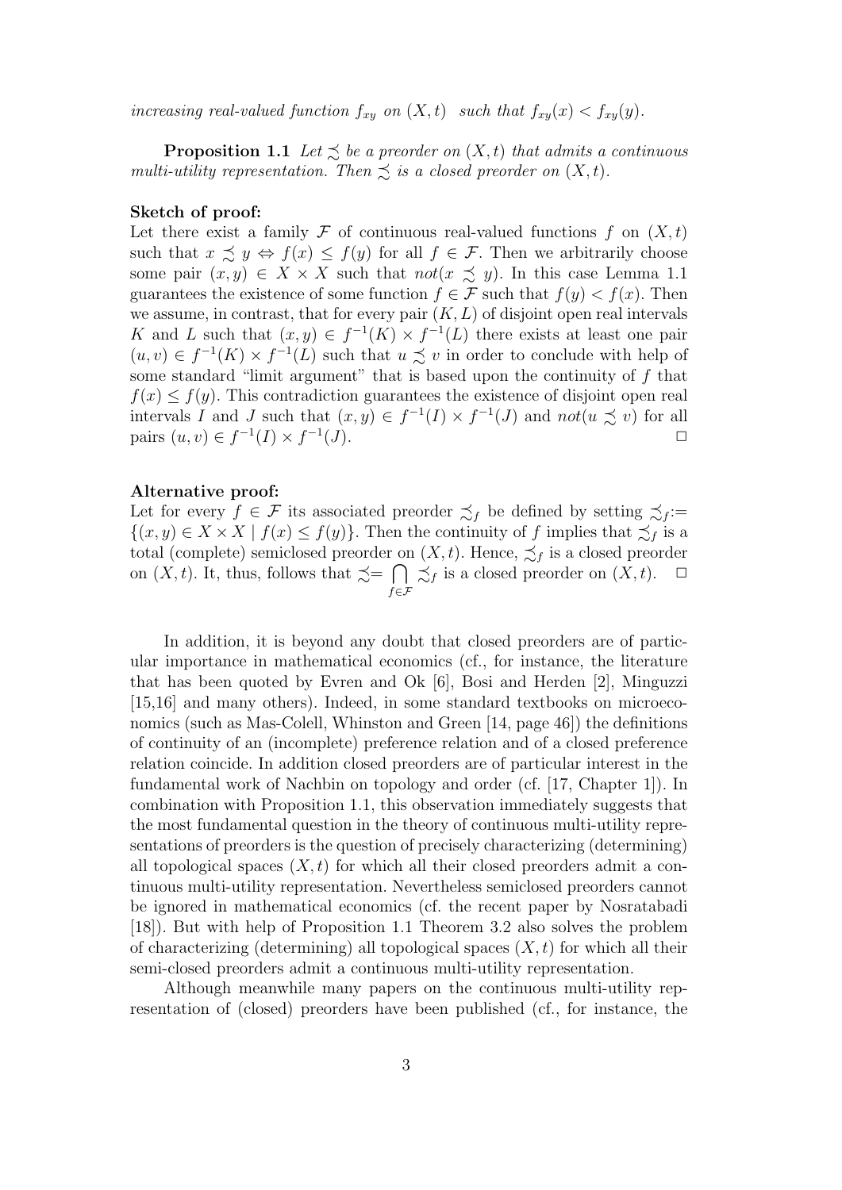*increasing real-valued function $f_{xy}$ on $(X,t)$ such that $f_{xy}(x) < f_{xy}(y)$.*

**Proposition 1.1** *Let $\precsim$ be a preorder on $(X,t)$ that admits a continuous multi-utility representation. Then $\precsim$ is a closed preorder on $(X,t)$.*

**Sketch of proof:**

Let there exist a family $\mathcal{F}$ of continuous real-valued functions $f$ on $(X,t)$ such that $x \precsim y \Leftrightarrow f(x) \leq f(y)$ for all $f \in \mathcal{F}$. Then we arbitrarily choose some pair $(x,y) \in X \times X$ such that $not(x \precsim y)$. In this case Lemma 1.1 guarantees the existence of some function $f \in \mathcal{F}$ such that $f(y) < f(x)$. Then we assume, in contrast, that for every pair $(K,L)$ of disjoint open real intervals $K$ and $L$ such that $(x,y) \in f^{-1}(K) \times f^{-1}(L)$ there exists at least one pair $(u,v) \in f^{-1}(K) \times f^{-1}(L)$ such that $u \precsim v$ in order to conclude with help of some standard "limit argument" that is based upon the continuity of $f$ that $f(x) \leq f(y)$. This contradiction guarantees the existence of disjoint open real intervals $I$ and $J$ such that $(x,y) \in f^{-1}(I) \times f^{-1}(J)$ and $not(u \precsim v)$ for all pairs $(u,v) \in f^{-1}(I) \times f^{-1}(J)$. $\square$

**Alternative proof:**

Let for every $f \in \mathcal{F}$ its associated preorder $\precsim_f$ be defined by setting $\precsim_f := \{(x,y) \in X \times X \mid f(x) \leq f(y)\}$. Then the continuity of $f$ implies that $\precsim_f$ is a total (complete) semiclosed preorder on $(X,t)$. Hence, $\precsim_f$ is a closed preorder on $(X,t)$. It, thus, follows that $\precsim = \bigcap_{f \in \mathcal{F}} \precsim_f$ is a closed preorder on $(X,t)$. $\square$

In addition, it is beyond any doubt that closed preorders are of particular importance in mathematical economics (cf., for instance, the literature that has been quoted by Evren and Ok [6], Bosi and Herden [2], Minguzzi [15,16] and many others). Indeed, in some standard textbooks on microeconomics (such as Mas-Colell, Whinston and Green [14, page 46]) the definitions of continuity of an (incomplete) preference relation and of a closed preference relation coincide. In addition closed preorders are of particular interest in the fundamental work of Nachbin on topology and order (cf. [17, Chapter 1]). In combination with Proposition 1.1, this observation immediately suggests that the most fundamental question in the theory of continuous multi-utility representations of preorders is the question of precisely characterizing (determining) all topological spaces $(X,t)$ for which all their closed preorders admit a continuous multi-utility representation. Nevertheless semiclosed preorders cannot be ignored in mathematical economics (cf. the recent paper by Nosratabadi [18]). But with help of Proposition 1.1 Theorem 3.2 also solves the problem of characterizing (determining) all topological spaces $(X,t)$ for which all their semi-closed preorders admit a continuous multi-utility representation.

Although meanwhile many papers on the continuous multi-utility representation of (closed) preorders have been published (cf., for instance, the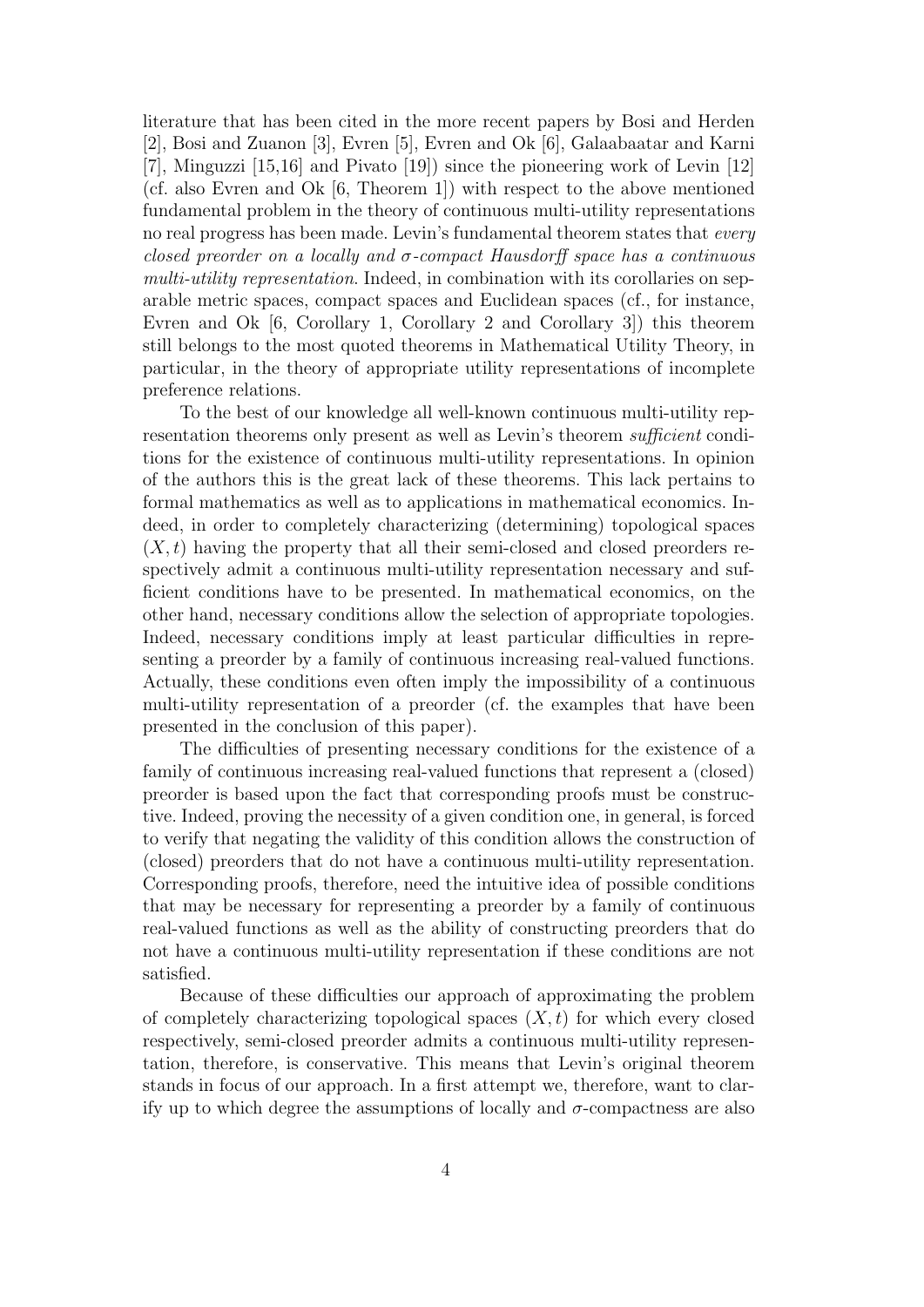literature that has been cited in the more recent papers by Bosi and Herden [2], Bosi and Zuanon [3], Evren [5], Evren and Ok [6], Galaabaatar and Karni [7], Minguzzi [15,16] and Pivato [19]) since the pioneering work of Levin [12] (cf. also Evren and Ok [6, Theorem 1]) with respect to the above mentioned fundamental problem in the theory of continuous multi-utility representations no real progress has been made. Levin's fundamental theorem states that *every closed preorder on a locally and $\sigma$-compact Hausdorff space has a continuous multi-utility representation*. Indeed, in combination with its corollaries on separable metric spaces, compact spaces and Euclidean spaces (cf., for instance, Evren and Ok [6, Corollary 1, Corollary 2 and Corollary 3]) this theorem still belongs to the most quoted theorems in Mathematical Utility Theory, in particular, in the theory of appropriate utility representations of incomplete preference relations.

To the best of our knowledge all well-known continuous multi-utility representation theorems only present as well as Levin's theorem *sufficient* conditions for the existence of continuous multi-utility representations. In opinion of the authors this is the great lack of these theorems. This lack pertains to formal mathematics as well as to applications in mathematical economics. Indeed, in order to completely characterizing (determining) topological spaces $(X, t)$ having the property that all their semi-closed and closed preorders respectively admit a continuous multi-utility representation necessary and sufficient conditions have to be presented. In mathematical economics, on the other hand, necessary conditions allow the selection of appropriate topologies. Indeed, necessary conditions imply at least particular difficulties in representing a preorder by a family of continuous increasing real-valued functions. Actually, these conditions even often imply the impossibility of a continuous multi-utility representation of a preorder (cf. the examples that have been presented in the conclusion of this paper).

The difficulties of presenting necessary conditions for the existence of a family of continuous increasing real-valued functions that represent a (closed) preorder is based upon the fact that corresponding proofs must be constructive. Indeed, proving the necessity of a given condition one, in general, is forced to verify that negating the validity of this condition allows the construction of (closed) preorders that do not have a continuous multi-utility representation. Corresponding proofs, therefore, need the intuitive idea of possible conditions that may be necessary for representing a preorder by a family of continuous real-valued functions as well as the ability of constructing preorders that do not have a continuous multi-utility representation if these conditions are not satisfied.

Because of these difficulties our approach of approximating the problem of completely characterizing topological spaces $(X, t)$ for which every closed respectively, semi-closed preorder admits a continuous multi-utility representation, therefore, is conservative. This means that Levin's original theorem stands in focus of our approach. In a first attempt we, therefore, want to clarify up to which degree the assumptions of locally and $\sigma$-compactness are also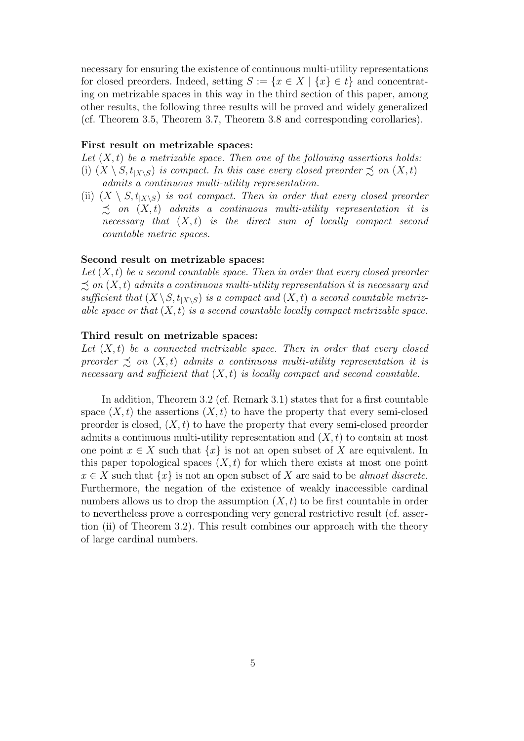necessary for ensuring the existence of continuous multi-utility representations for closed preorders. Indeed, setting $S := \{x \in X \mid \{x\} \in t\}$ and concentrating on metrizable spaces in this way in the third section of this paper, among other results, the following three results will be proved and widely generalized (cf. Theorem 3.5, Theorem 3.7, Theorem 3.8 and corresponding corollaries).

**First result on metrizable spaces:**

*Let $(X, t)$ be a metrizable space. Then one of the following assertions holds:*

(i) *$(X \setminus S, t_{|X\setminus S})$ is compact. In this case every closed preorder $\precsim$ on $(X, t)$ admits a continuous multi-utility representation.*

(ii) *$(X \setminus S, t_{|X\setminus S})$ is not compact. Then in order that every closed preorder $\precsim$ on $(X, t)$ admits a continuous multi-utility representation it is necessary that $(X, t)$ is the direct sum of locally compact second countable metric spaces.*

**Second result on metrizable spaces:**

*Let $(X, t)$ be a second countable space. Then in order that every closed preorder $\precsim$ on $(X, t)$ admits a continuous multi-utility representation it is necessary and sufficient that $(X \setminus S, t_{|X\setminus S})$ is a compact and $(X, t)$ a second countable metrizable space or that $(X, t)$ is a second countable locally compact metrizable space.*

**Third result on metrizable spaces:**

*Let $(X, t)$ be a connected metrizable space. Then in order that every closed preorder $\precsim$ on $(X, t)$ admits a continuous multi-utility representation it is necessary and sufficient that $(X, t)$ is locally compact and second countable.*

In addition, Theorem 3.2 (cf. Remark 3.1) states that for a first countable space $(X, t)$ the assertions $(X, t)$ to have the property that every semi-closed preorder is closed, $(X, t)$ to have the property that every semi-closed preorder admits a continuous multi-utility representation and $(X, t)$ to contain at most one point $x \in X$ such that $\{x\}$ is not an open subset of $X$ are equivalent. In this paper topological spaces $(X, t)$ for which there exists at most one point $x \in X$ such that $\{x\}$ is not an open subset of $X$ are said to be *almost discrete*. Furthermore, the negation of the existence of weakly inaccessible cardinal numbers allows us to drop the assumption $(X, t)$ to be first countable in order to nevertheless prove a corresponding very general restrictive result (cf. assertion (ii) of Theorem 3.2). This result combines our approach with the theory of large cardinal numbers.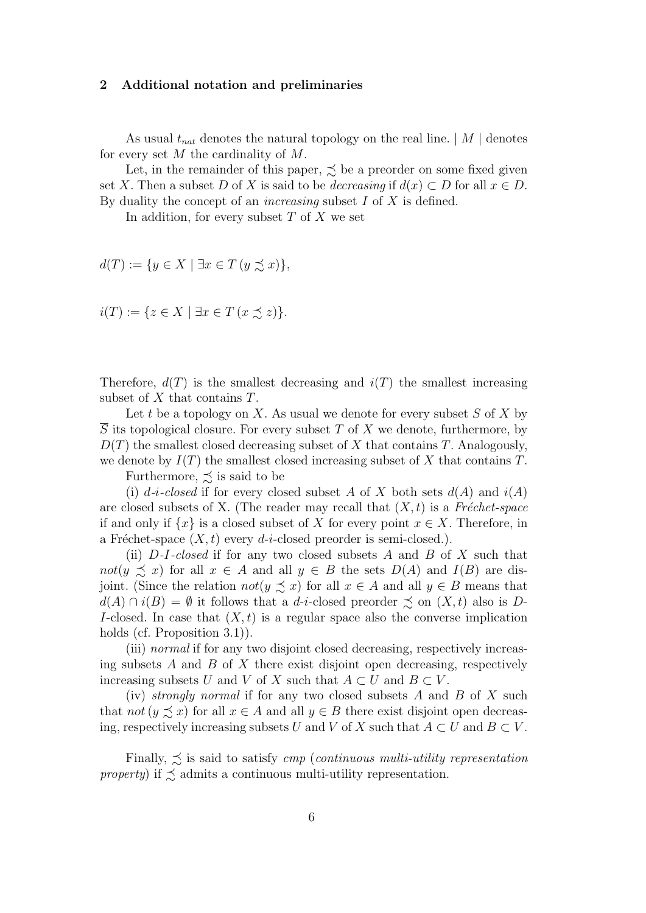## 2 Additional notation and preliminaries

As usual $t_{nat}$ denotes the natural topology on the real line. $| M |$ denotes for every set $M$ the cardinality of $M$.

Let, in the remainder of this paper, $\precsim$ be a preorder on some fixed given set $X$. Then a subset $D$ of $X$ is said to be *decreasing* if $d(x) \subset D$ for all $x \in D$. By duality the concept of an *increasing* subset $I$ of $X$ is defined.

In addition, for every subset $T$ of $X$ we set

$$d(T) := \{y \in X \mid \exists x \in T \, (y \precsim x)\},$$

$$i(T) := \{z \in X \mid \exists x \in T \, (x \precsim z)\}.$$

Therefore, $d(T)$ is the smallest decreasing and $i(T)$ the smallest increasing subset of $X$ that contains $T$.

Let $t$ be a topology on $X$. As usual we denote for every subset $S$ of $X$ by $\overline{S}$ its topological closure. For every subset $T$ of $X$ we denote, furthermore, by $D(T)$ the smallest closed decreasing subset of $X$ that contains $T$. Analogously, we denote by $I(T)$ the smallest closed increasing subset of $X$ that contains $T$.

Furthermore, $\precsim$ is said to be

(i) *d-i-closed* if for every closed subset $A$ of $X$ both sets $d(A)$ and $i(A)$ are closed subsets of X. (The reader may recall that $(X, t)$ is a *Fréchet-space* if and only if $\{x\}$ is a closed subset of $X$ for every point $x \in X$. Therefore, in a Fréchet-space $(X, t)$ every *d-i*-closed preorder is semi-closed.).

(ii) *D-I-closed* if for any two closed subsets $A$ and $B$ of $X$ such that $not(y \precsim x)$ for all $x \in A$ and all $y \in B$ the sets $D(A)$ and $I(B)$ are disjoint. (Since the relation $not(y \precsim x)$ for all $x \in A$ and all $y \in B$ means that $d(A) \cap i(B) = \emptyset$ it follows that a *d-i*-closed preorder $\precsim$ on $(X, t)$ also is *D-I*-closed. In case that $(X, t)$ is a regular space also the converse implication holds (cf. Proposition 3.1)).

(iii) *normal* if for any two disjoint closed decreasing, respectively increasing subsets $A$ and $B$ of $X$ there exist disjoint open decreasing, respectively increasing subsets $U$ and $V$ of $X$ such that $A \subset U$ and $B \subset V$.

(iv) *strongly normal* if for any two closed subsets $A$ and $B$ of $X$ such that $not\,(y \precsim x)$ for all $x \in A$ and all $y \in B$ there exist disjoint open decreasing, respectively increasing subsets $U$ and $V$ of $X$ such that $A \subset U$ and $B \subset V$.

Finally, $\precsim$ is said to satisfy *cmp* (*continuous multi-utility representation property*) if $\precsim$ admits a continuous multi-utility representation.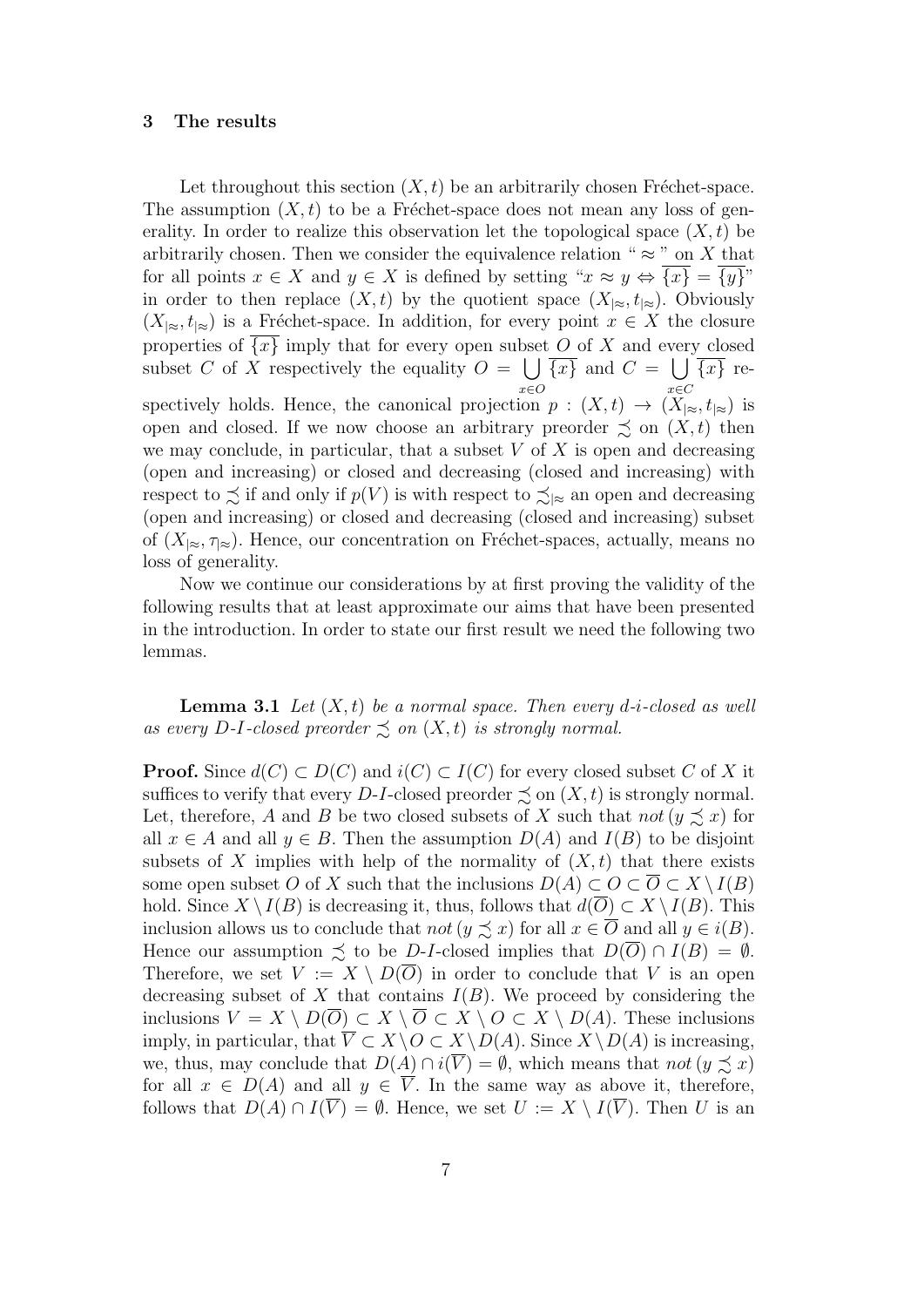## 3 The results

Let throughout this section $(X, t)$ be an arbitrarily chosen Fréchet-space. The assumption $(X, t)$ to be a Fréchet-space does not mean any loss of generality. In order to realize this observation let the topological space $(X, t)$ be arbitrarily chosen. Then we consider the equivalence relation "$\approx$" on $X$ that for all points $x \in X$ and $y \in X$ is defined by setting "$x \approx y \Leftrightarrow \overline{\{x\}} = \overline{\{y\}}$" in order to then replace $(X, t)$ by the quotient space $(X_{|\approx}, t_{|\approx})$. Obviously $(X_{|\approx}, t_{|\approx})$ is a Fréchet-space. In addition, for every point $x \in X$ the closure properties of $\overline{\{x\}}$ imply that for every open subset $O$ of $X$ and every closed subset $C$ of $X$ respectively the equality $O = \bigcup\limits_{x \in O} \overline{\{x\}}$ and $C = \bigcup\limits_{x \in C} \overline{\{x\}}$ respectively holds. Hence, the canonical projection $p : (X, t) \to (X_{|\approx}, t_{|\approx})$ is open and closed. If we now choose an arbitrary preorder $\precsim$ on $(X, t)$ then we may conclude, in particular, that a subset $V$ of $X$ is open and decreasing (open and increasing) or closed and decreasing (closed and increasing) with respect to $\precsim$ if and only if $p(V)$ is with respect to $\precsim_{|\approx}$ an open and decreasing (open and increasing) or closed and decreasing (closed and increasing) subset of $(X_{|\approx}, \tau_{|\approx})$. Hence, our concentration on Fréchet-spaces, actually, means no loss of generality.

Now we continue our considerations by at first proving the validity of the following results that at least approximate our aims that have been presented in the introduction. In order to state our first result we need the following two lemmas.

**Lemma 3.1** *Let $(X, t)$ be a normal space. Then every d-i-closed as well as every D-I-closed preorder $\precsim$ on $(X, t)$ is strongly normal.*

**Proof.** Since $d(C) \subset D(C)$ and $i(C) \subset I(C)$ for every closed subset $C$ of $X$ it suffices to verify that every $D$-$I$-closed preorder $\precsim$ on $(X, t)$ is strongly normal. Let, therefore, $A$ and $B$ be two closed subsets of $X$ such that *not* $(y \precsim x)$ for all $x \in A$ and all $y \in B$. Then the assumption $D(A)$ and $I(B)$ to be disjoint subsets of $X$ implies with help of the normality of $(X, t)$ that there exists some open subset $O$ of $X$ such that the inclusions $D(A) \subset O \subset \overline{O} \subset X \setminus I(B)$ hold. Since $X \setminus I(B)$ is decreasing it, thus, follows that $d(\overline{O}) \subset X \setminus I(B)$. This inclusion allows us to conclude that *not* $(y \precsim x)$ for all $x \in \overline{O}$ and all $y \in i(B)$. Hence our assumption $\precsim$ to be $D$-$I$-closed implies that $D(\overline{O}) \cap I(B) = \emptyset$. Therefore, we set $V := X \setminus D(\overline{O})$ in order to conclude that $V$ is an open decreasing subset of $X$ that contains $I(B)$. We proceed by considering the inclusions $V = X \setminus D(\overline{O}) \subset X \setminus \overline{O} \subset X \setminus O \subset X \setminus D(A)$. These inclusions imply, in particular, that $\overline{V} \subset X \setminus O \subset X \setminus D(A)$. Since $X \setminus D(A)$ is increasing, we, thus, may conclude that $D(A) \cap i(\overline{V}) = \emptyset$, which means that *not* $(y \precsim x)$ for all $x \in D(A)$ and all $y \in \overline{V}$. In the same way as above it, therefore, follows that $D(A) \cap I(\overline{V}) = \emptyset$. Hence, we set $U := X \setminus I(\overline{V})$. Then $U$ is an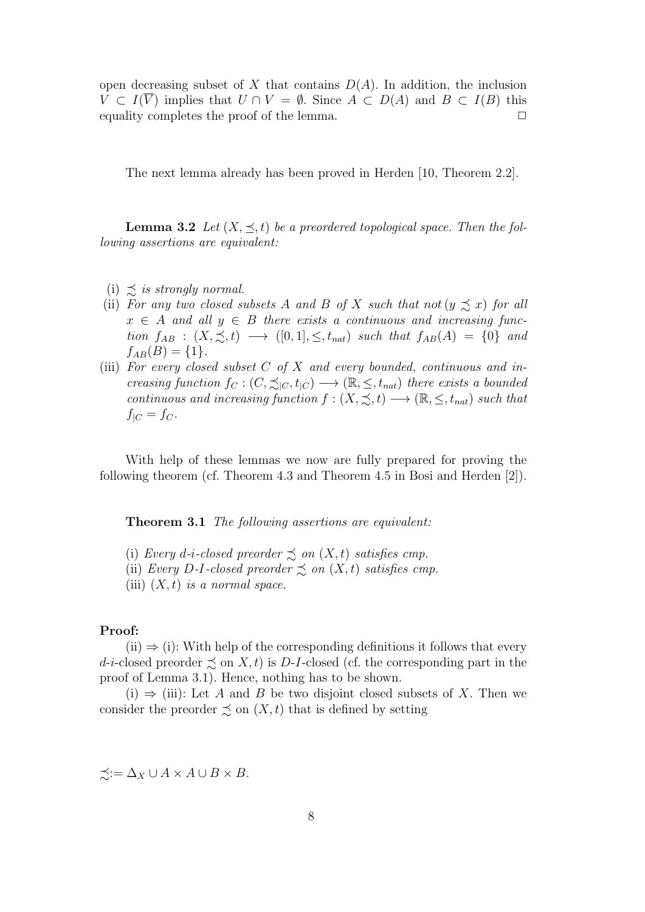open decreasing subset of $X$ that contains $D(A)$. In addition, the inclusion $V \subset I(\overline{V})$ implies that $U \cap V = \emptyset$. Since $A \subset D(A)$ and $B \subset I(B)$ this equality completes the proof of the lemma. $\Box$

The next lemma already has been proved in Herden [10, Theorem 2.2].

**Lemma 3.2** *Let $(X, \preceq, t)$ be a preordered topological space. Then the following assertions are equivalent:*

(i) *$\precsim$ is strongly normal.*

(ii) *For any two closed subsets $A$ and $B$ of $X$ such that not $(y \precsim x)$ for all $x \in A$ and all $y \in B$ there exists a continuous and increasing function $f_{AB} : (X, \precsim, t) \longrightarrow ([0,1], \leq, t_{nat})$ such that $f_{AB}(A) = \{0\}$ and $f_{AB}(B) = \{1\}$.*

(iii) *For every closed subset $C$ of $X$ and every bounded, continuous and increasing function $f_C : (C, \precsim_{|C}, t_{|C}) \longrightarrow (\mathbb{R}, \leq, t_{nat})$ there exists a bounded continuous and increasing function $f : (X, \precsim, t) \longrightarrow (\mathbb{R}, \leq, t_{nat})$ such that $f_{|C} = f_C$.*

With help of these lemmas we now are fully prepared for proving the following theorem (cf. Theorem 4.3 and Theorem 4.5 in Bosi and Herden [2]).

**Theorem 3.1** *The following assertions are equivalent:*

(i) *Every d-i-closed preorder $\precsim$ on $(X, t)$ satisfies cmp.*

(ii) *Every D-I-closed preorder $\precsim$ on $(X, t)$ satisfies cmp.*

(iii) *$(X, t)$ is a normal space.*

**Proof:**

(ii) $\Rightarrow$ (i): With help of the corresponding definitions it follows that every *d-i*-closed preorder $\precsim$ on $X, t)$ is *D-I*-closed (cf. the corresponding part in the proof of Lemma 3.1). Hence, nothing has to be shown.

(i) $\Rightarrow$ (iii): Let $A$ and $B$ be two disjoint closed subsets of $X$. Then we consider the preorder $\precsim$ on $(X, t)$ that is defined by setting

$$\precsim := \Delta_X \cup A \times A \cup B \times B.$$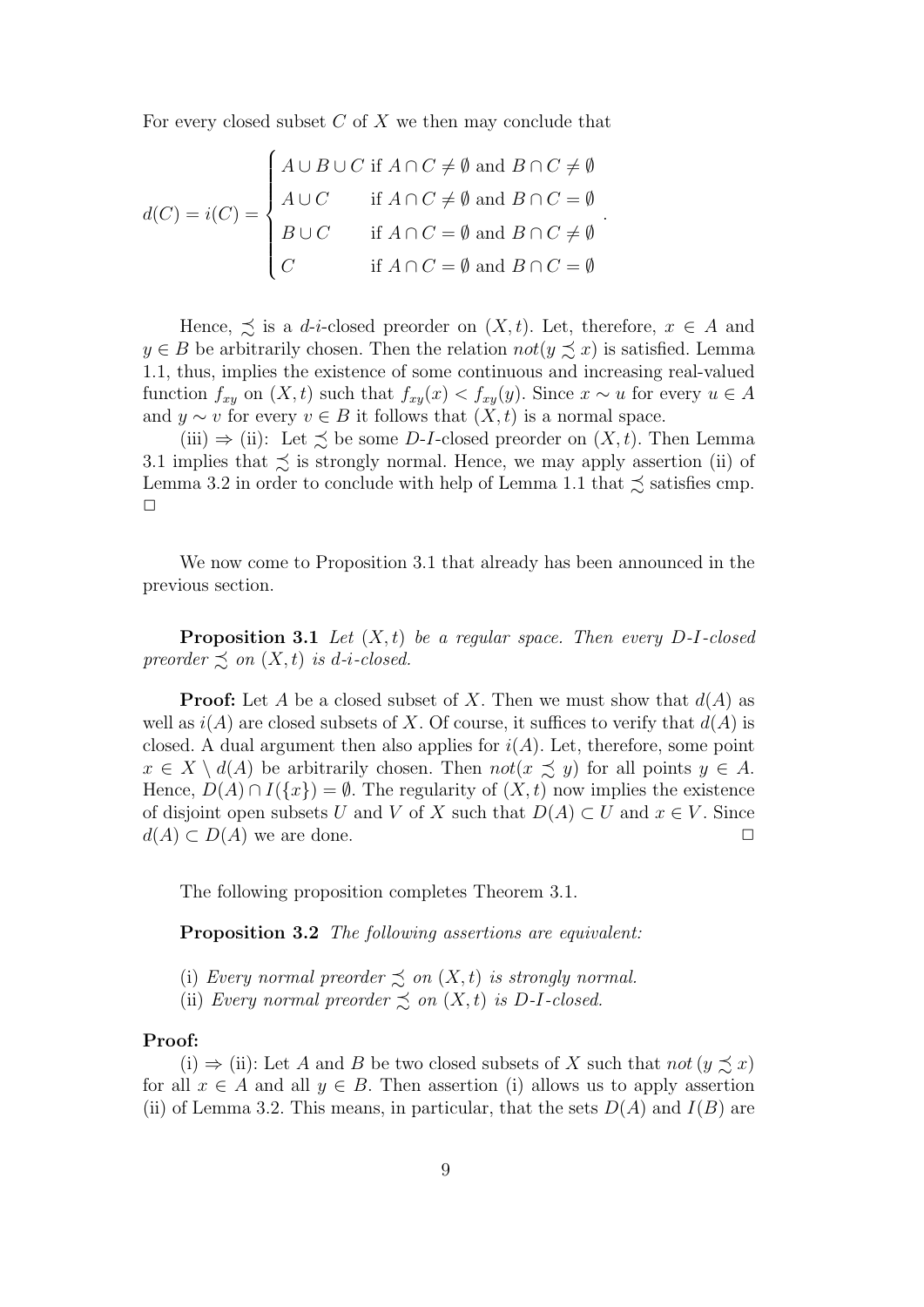For every closed subset $C$ of $X$ we then may conclude that

$$d(C) = i(C) = \begin{cases} A \cup B \cup C & \text{if } A \cap C \neq \emptyset \text{ and } B \cap C \neq \emptyset \\ A \cup C & \text{if } A \cap C \neq \emptyset \text{ and } B \cap C = \emptyset \\ B \cup C & \text{if } A \cap C = \emptyset \text{ and } B \cap C \neq \emptyset \\ C & \text{if } A \cap C = \emptyset \text{ and } B \cap C = \emptyset \end{cases}.$$

Hence, $\precsim$ is a *d*-*i*-closed preorder on $(X,t)$. Let, therefore, $x \in A$ and $y \in B$ be arbitrarily chosen. Then the relation $not(y \precsim x)$ is satisfied. Lemma 1.1, thus, implies the existence of some continuous and increasing real-valued function $f_{xy}$ on $(X,t)$ such that $f_{xy}(x) < f_{xy}(y)$. Since $x \sim u$ for every $u \in A$ and $y \sim v$ for every $v \in B$ it follows that $(X,t)$ is a normal space.

(iii) $\Rightarrow$ (ii): Let $\precsim$ be some *D*-*I*-closed preorder on $(X,t)$. Then Lemma 3.1 implies that $\precsim$ is strongly normal. Hence, we may apply assertion (ii) of Lemma 3.2 in order to conclude with help of Lemma 1.1 that $\precsim$ satisfies cmp. $\square$

We now come to Proposition 3.1 that already has been announced in the previous section.

**Proposition 3.1** *Let $(X,t)$ be a regular space. Then every D-I-closed preorder $\precsim$ on $(X,t)$ is d-i-closed.*

**Proof:** Let $A$ be a closed subset of $X$. Then we must show that $d(A)$ as well as $i(A)$ are closed subsets of $X$. Of course, it suffices to verify that $d(A)$ is closed. A dual argument then also applies for $i(A)$. Let, therefore, some point $x \in X \setminus d(A)$ be arbitrarily chosen. Then $not(x \precsim y)$ for all points $y \in A$. Hence, $D(A) \cap I(\{x\}) = \emptyset$. The regularity of $(X,t)$ now implies the existence of disjoint open subsets $U$ and $V$ of $X$ such that $D(A) \subset U$ and $x \in V$. Since $d(A) \subset D(A)$ we are done. $\square$

The following proposition completes Theorem 3.1.

**Proposition 3.2** *The following assertions are equivalent:*

(i) *Every normal preorder $\precsim$ on $(X,t)$ is strongly normal.*
(ii) *Every normal preorder $\precsim$ on $(X,t)$ is D-I-closed.*

**Proof:**

(i) $\Rightarrow$ (ii): Let $A$ and $B$ be two closed subsets of $X$ such that $not\,(y \precsim x)$ for all $x \in A$ and all $y \in B$. Then assertion (i) allows us to apply assertion (ii) of Lemma 3.2. This means, in particular, that the sets $D(A)$ and $I(B)$ are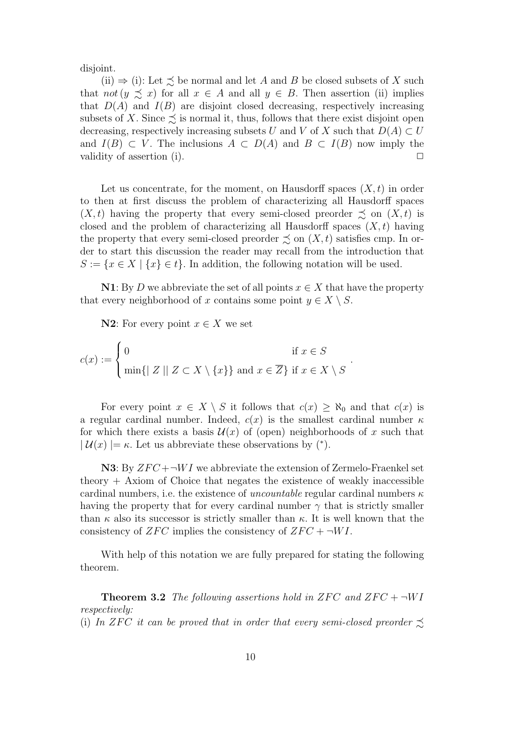disjoint.

(ii) ⇒ (i): Let $\precsim$ be normal and let $A$ and $B$ be closed subsets of $X$ such that *not* $(y \precsim x)$ for all $x \in A$ and all $y \in B$. Then assertion (ii) implies that $D(A)$ and $I(B)$ are disjoint closed decreasing, respectively increasing subsets of $X$. Since $\precsim$ is normal it, thus, follows that there exist disjoint open decreasing, respectively increasing subsets $U$ and $V$ of $X$ such that $D(A) \subset U$ and $I(B) \subset V$. The inclusions $A \subset D(A)$ and $B \subset I(B)$ now imply the validity of assertion (i). $\square$

Let us concentrate, for the moment, on Hausdorff spaces $(X,t)$ in order to then at first discuss the problem of characterizing all Hausdorff spaces $(X,t)$ having the property that every semi-closed preorder $\precsim$ on $(X,t)$ is closed and the problem of characterizing all Hausdorff spaces $(X,t)$ having the property that every semi-closed preorder $\precsim$ on $(X,t)$ satisfies cmp. In order to start this discussion the reader may recall from the introduction that $S := \{x \in X \mid \{x\} \in t\}$. In addition, the following notation will be used.

**N1**: By $D$ we abbreviate the set of all points $x \in X$ that have the property that every neighborhood of $x$ contains some point $y \in X \setminus S$.

**N2**: For every point $x \in X$ we set

$$c(x) := \begin{cases} 0 & \text{if } x \in S \\ \min\{\mid Z \mid \mid Z \subset X \setminus \{x\}\} \text{ and } x \in \overline{Z}\} & \text{if } x \in X \setminus S \end{cases}.$$

For every point $x \in X \setminus S$ it follows that $c(x) \geq \aleph_0$ and that $c(x)$ is a regular cardinal number. Indeed, $c(x)$ is the smallest cardinal number $\kappa$ for which there exists a basis $\mathcal{U}(x)$ of (open) neighborhoods of $x$ such that $\mid \mathcal{U}(x) \mid = \kappa$. Let us abbreviate these observations by $(^*)$.

**N3**: By $ZFC + \neg WI$ we abbreviate the extension of Zermelo-Fraenkel set theory + Axiom of Choice that negates the existence of weakly inaccessible cardinal numbers, i.e. the existence of *uncountable* regular cardinal numbers $\kappa$ having the property that for every cardinal number $\gamma$ that is strictly smaller than $\kappa$ also its successor is strictly smaller than $\kappa$. It is well known that the consistency of $ZFC$ implies the consistency of $ZFC + \neg WI$.

With help of this notation we are fully prepared for stating the following theorem.

**Theorem 3.2** *The following assertions hold in $ZFC$ and $ZFC + \neg WI$ respectively:*
(i) *In $ZFC$ it can be proved that in order that every semi-closed preorder $\precsim$*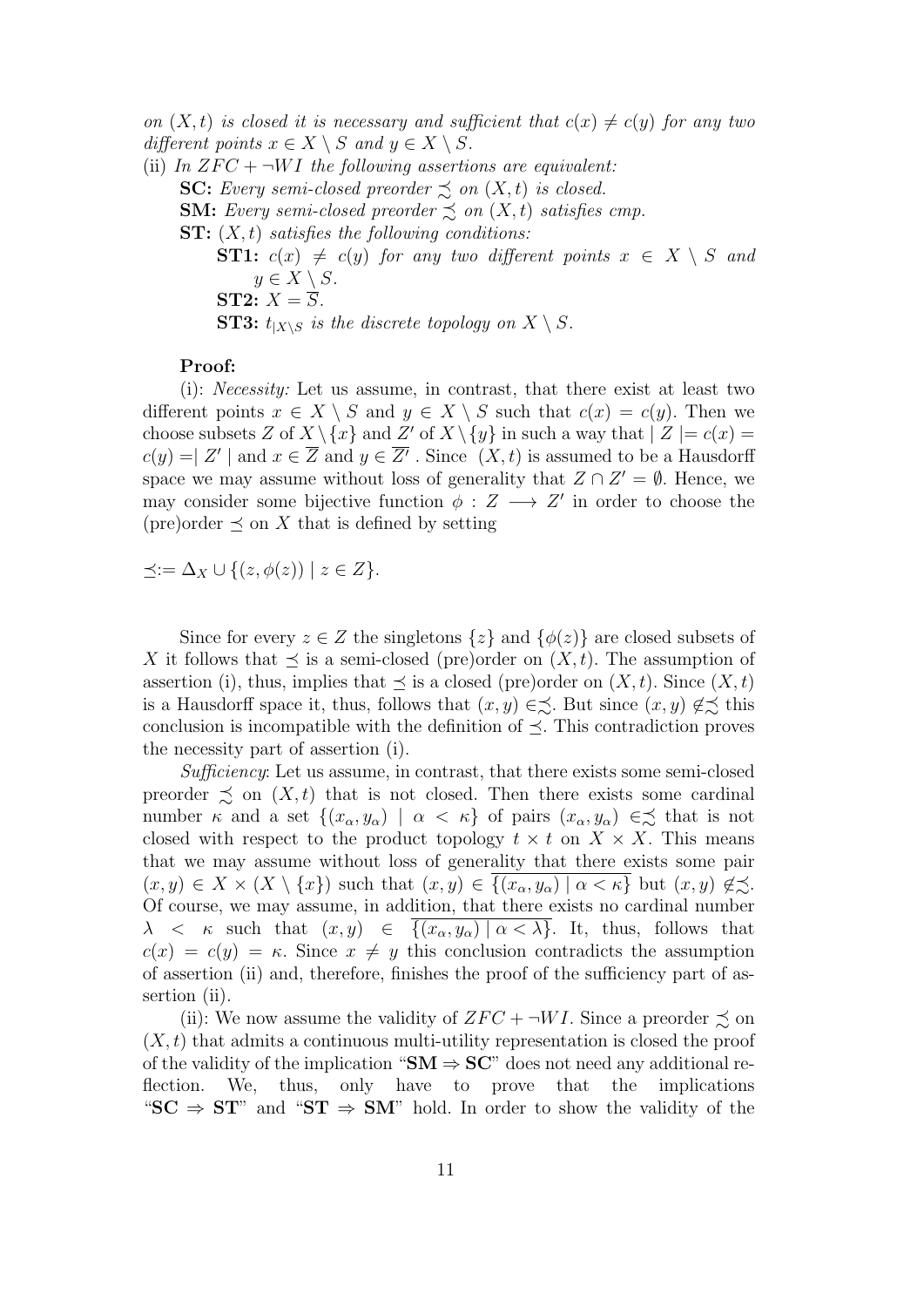*on $(X,t)$ is closed it is necessary and sufficient that $c(x) \neq c(y)$ for any two different points $x \in X \setminus S$ and $y \in X \setminus S$.*

(ii) *In $ZFC + \neg WI$ the following assertions are equivalent:*

**SC:** *Every semi-closed preorder $\precsim$ on $(X,t)$ is closed.*

**SM:** *Every semi-closed preorder $\precsim$ on $(X,t)$ satisfies cmp.*

**ST:** *$(X,t)$ satisfies the following conditions:*

**ST1:** *$c(x) \neq c(y)$ for any two different points $x \in X \setminus S$ and $y \in X \setminus S$.*

**ST2:** *$X = \overline{S}$.*

**ST3:** *$t_{|X \setminus S}$ is the discrete topology on $X \setminus S$.*

**Proof:**

(i): *Necessity:* Let us assume, in contrast, that there exist at least two different points $x \in X \setminus S$ and $y \in X \setminus S$ such that $c(x) = c(y)$. Then we choose subsets $Z$ of $X \setminus \{x\}$ and $Z'$ of $X \setminus \{y\}$ in such a way that $|Z| = c(x) = c(y) = |Z'|$ and $x \in \overline{Z}$ and $y \in \overline{Z'}$. Since $(X,t)$ is assumed to be a Hausdorff space we may assume without loss of generality that $Z \cap Z' = \emptyset$. Hence, we may consider some bijective function $\phi : Z \longrightarrow Z'$ in order to choose the (pre)order $\preceq$ on $X$ that is defined by setting

$$\preceq := \Delta_X \cup \{(z, \phi(z)) \mid z \in Z\}.$$

Since for every $z \in Z$ the singletons $\{z\}$ and $\{\phi(z)\}$ are closed subsets of $X$ it follows that $\preceq$ is a semi-closed (pre)order on $(X,t)$. The assumption of assertion (i), thus, implies that $\preceq$ is a closed (pre)order on $(X,t)$. Since $(X,t)$ is a Hausdorff space it, thus, follows that $(x,y) \in \precsim$. But since $(x,y) \notin \precsim$ this conclusion is incompatible with the definition of $\preceq$. This contradiction proves the necessity part of assertion (i).

*Sufficiency*: Let us assume, in contrast, that there exists some semi-closed preorder $\precsim$ on $(X,t)$ that is not closed. Then there exists some cardinal number $\kappa$ and a set $\{(x_\alpha, y_\alpha) \mid \alpha < \kappa\}$ of pairs $(x_\alpha, y_\alpha) \in \precsim$ that is not closed with respect to the product topology $t \times t$ on $X \times X$. This means that we may assume without loss of generality that there exists some pair $(x,y) \in X \times (X \setminus \{x\})$ such that $(x,y) \in \overline{\{(x_\alpha, y_\alpha) \mid \alpha < \kappa\}}$ but $(x,y) \notin \precsim$. Of course, we may assume, in addition, that there exists no cardinal number $\lambda < \kappa$ such that $(x,y) \in \overline{\{(x_\alpha, y_\alpha) \mid \alpha < \lambda\}}$. It, thus, follows that $c(x) = c(y) = \kappa$. Since $x \neq y$ this conclusion contradicts the assumption of assertion (ii) and, therefore, finishes the proof of the sufficiency part of assertion (ii).

(ii): We now assume the validity of $ZFC + \neg WI$. Since a preorder $\precsim$ on $(X,t)$ that admits a continuous multi-utility representation is closed the proof of the validity of the implication "**SM** $\Rightarrow$ **SC**" does not need any additional reflection. We, thus, only have to prove that the implications "**SC** $\Rightarrow$ **ST**" and "**ST** $\Rightarrow$ **SM**" hold. In order to show the validity of the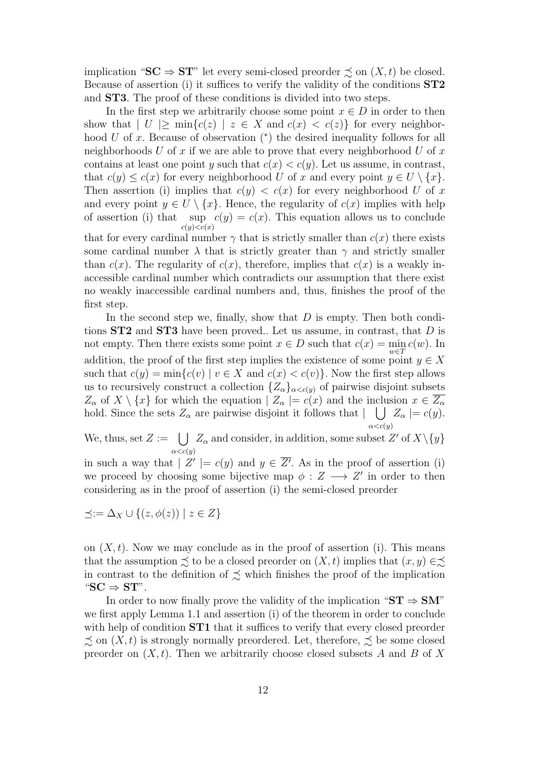implication "**SC** $\Rightarrow$ **ST**" let every semi-closed preorder $\precsim$ on $(X,t)$ be closed. Because of assertion (i) it suffices to verify the validity of the conditions **ST2** and **ST3**. The proof of these conditions is divided into two steps.

In the first step we arbitrarily choose some point $x \in D$ in order to then show that $|\ U\ | \geq \min\{c(z) \mid z \in X \text{ and } c(x) < c(z)\}$ for every neighborhood $U$ of $x$. Because of observation $(^*)$ the desired inequality follows for all neighborhoods $U$ of $x$ if we are able to prove that every neighborhood $U$ of $x$ contains at least one point $y$ such that $c(x) < c(y)$. Let us assume, in contrast, that $c(y) \leq c(x)$ for every neighborhood $U$ of $x$ and every point $y \in U \setminus \{x\}$. Then assertion (i) implies that $c(y) < c(x)$ for every neighborhood $U$ of $x$ and every point $y \in U \setminus \{x\}$. Hence, the regularity of $c(x)$ implies with help of assertion (i) that $\sup\limits_{c(y)<c(x)} c(y) = c(x)$. This equation allows us to conclude that for every cardinal number $\gamma$ that is strictly smaller than $c(x)$ there exists some cardinal number $\lambda$ that is strictly greater than $\gamma$ and strictly smaller than $c(x)$. The regularity of $c(x)$, therefore, implies that $c(x)$ is a weakly inaccessible cardinal number which contradicts our assumption that there exist no weakly inaccessible cardinal numbers and, thus, finishes the proof of the first step.

In the second step we, finally, show that $D$ is empty. Then both conditions **ST2** and **ST3** have been proved.. Let us assume, in contrast, that $D$ is not empty. Then there exists some point $x \in D$ such that $c(x) = \min\limits_{w \in T} c(w)$. In addition, the proof of the first step implies the existence of some point $y \in X$ such that $c(y) = \min\{c(v) \mid v \in X \text{ and } c(x) < c(v)\}$. Now the first step allows us to recursively construct a collection $\{Z_\alpha\}_{\alpha < c(y)}$ of pairwise disjoint subsets $Z_\alpha$ of $X \setminus \{x\}$ for which the equation $|\ Z_\alpha\ | = c(x)$ and the inclusion $x \in \overline{Z_\alpha}$ hold. Since the sets $Z_\alpha$ are pairwise disjoint it follows that $|\ \bigcup\limits_{\alpha < c(y)} Z_\alpha\ | = c(y)$. We, thus, set $Z := \bigcup\limits_{\alpha < c(y)} Z_\alpha$ and consider, in addition, some subset $Z'$ of $X \setminus \{y\}$ in such a way that $|\ Z'\ | = c(y)$ and $y \in \overline{Z'}$. As in the proof of assertion (i) we proceed by choosing some bijective map $\phi : Z \longrightarrow Z'$ in order to then considering as in the proof of assertion (i) the semi-closed preorder

$$\preceq := \Delta_X \cup \{(z, \phi(z)) \mid z \in Z\}$$

on $(X,t)$. Now we may conclude as in the proof of assertion (i). This means that the assumption $\precsim$ to be a closed preorder on $(X,t)$ implies that $(x,y) \in \precsim$ in contrast to the definition of $\precsim$ which finishes the proof of the implication "**SC** $\Rightarrow$ **ST**".

In order to now finally prove the validity of the implication "**ST** $\Rightarrow$ **SM**" we first apply Lemma 1.1 and assertion (i) of the theorem in order to conclude with help of condition **ST1** that it suffices to verify that every closed preorder $\precsim$ on $(X,t)$ is strongly normally preordered. Let, therefore, $\precsim$ be some closed preorder on $(X,t)$. Then we arbitrarily choose closed subsets $A$ and $B$ of $X$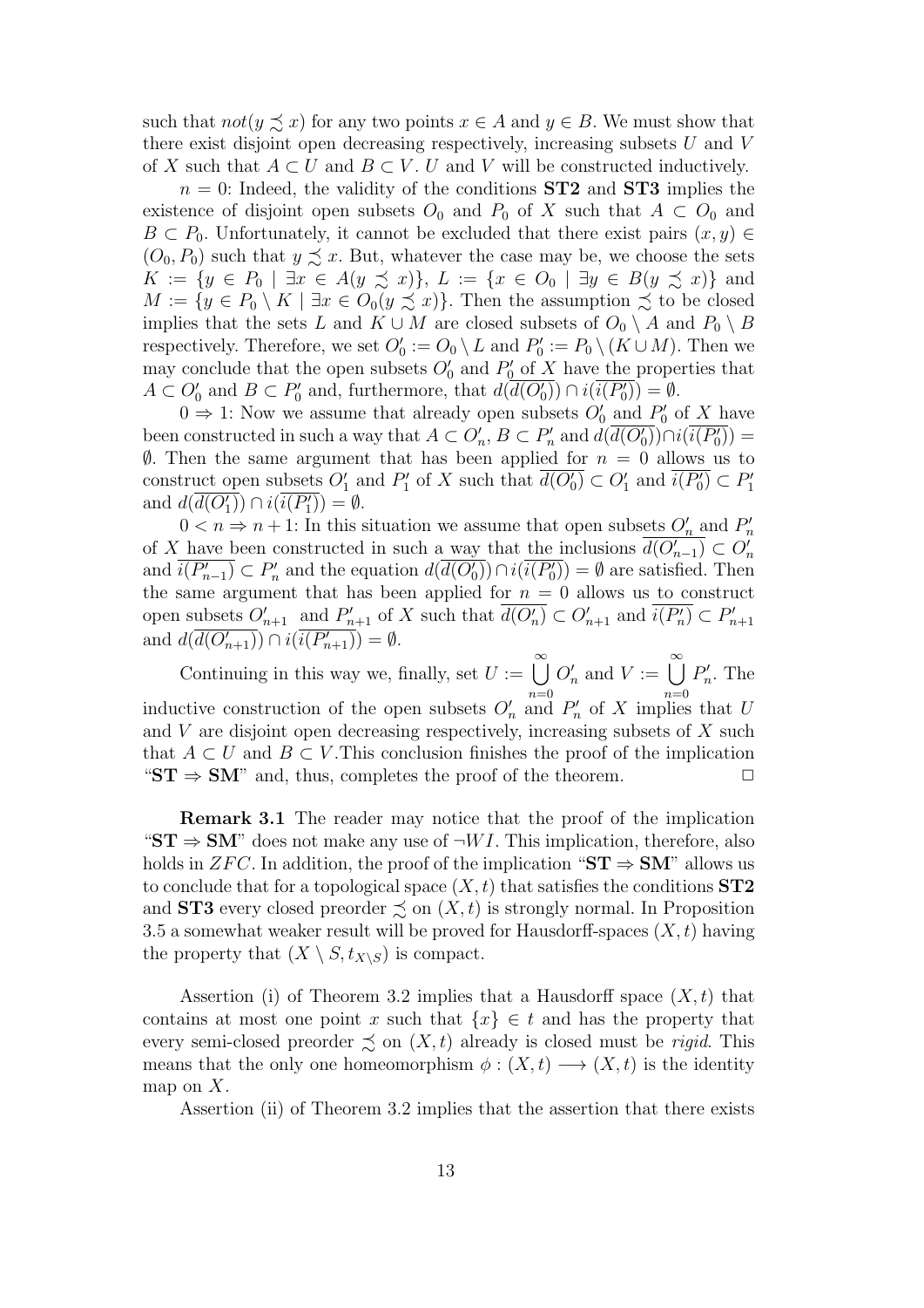such that $not(y \precsim x)$ for any two points $x \in A$ and $y \in B$. We must show that there exist disjoint open decreasing respectively, increasing subsets $U$ and $V$ of $X$ such that $A \subset U$ and $B \subset V$. $U$ and $V$ will be constructed inductively.

$n = 0$: Indeed, the validity of the conditions **ST2** and **ST3** implies the existence of disjoint open subsets $O_0$ and $P_0$ of $X$ such that $A \subset O_0$ and $B \subset P_0$. Unfortunately, it cannot be excluded that there exist pairs $(x, y) \in (O_0, P_0)$ such that $y \precsim x$. But, whatever the case may be, we choose the sets $K := \{y \in P_0 \mid \exists x \in A(y \precsim x)\}$, $L := \{x \in O_0 \mid \exists y \in B(y \precsim x)\}$ and $M := \{y \in P_0 \setminus K \mid \exists x \in O_0(y \precsim x)\}$. Then the assumption $\precsim$ to be closed implies that the sets $L$ and $K \cup M$ are closed subsets of $O_0 \setminus A$ and $P_0 \setminus B$ respectively. Therefore, we set $O'_0 := O_0 \setminus L$ and $P'_0 := P_0 \setminus (K \cup M)$. Then we may conclude that the open subsets $O'_0$ and $P'_0$ of $X$ have the properties that $A \subset O'_0$ and $B \subset P'_0$ and, furthermore, that $d(\overline{d(O'_0)}) \cap i(\overline{i(P'_0)}) = \emptyset$.

$0 \Rightarrow 1$: Now we assume that already open subsets $O'_0$ and $P'_0$ of $X$ have been constructed in such a way that $A \subset O'_n$, $B \subset P'_n$ and $d(\overline{d(O'_0)}) \cap i(\overline{i(P'_0)}) = \emptyset$. Then the same argument that has been applied for $n = 0$ allows us to construct open subsets $O'_1$ and $P'_1$ of $X$ such that $\overline{d(O'_0)} \subset O'_1$ and $\overline{i(P'_0)} \subset P'_1$ and $d(\overline{d(O'_1)}) \cap i(\overline{i(P'_1)}) = \emptyset$.

$0 < n \Rightarrow n + 1$: In this situation we assume that open subsets $O'_n$ and $P'_n$ of $X$ have been constructed in such a way that the inclusions $\overline{d(O'_{n-1})} \subset O'_n$ and $\overline{i(P'_{n-1})} \subset P'_n$ and the equation $d(\overline{d(O'_0)}) \cap i(\overline{i(P'_0)}) = \emptyset$ are satisfied. Then the same argument that has been applied for $n = 0$ allows us to construct open subsets $O'_{n+1}$ and $P'_{n+1}$ of $X$ such that $\overline{d(O'_n)} \subset O'_{n+1}$ and $\overline{i(P'_n)} \subset P'_{n+1}$ and $d(\overline{d(O'_{n+1})}) \cap i(\overline{i(P'_{n+1})}) = \emptyset$.

Continuing in this way we, finally, set $U := \bigcup_{n=0}^{\infty} O'_n$ and $V := \bigcup_{n=0}^{\infty} P'_n$. The inductive construction of the open subsets $O'_n$ and $P'_n$ of $X$ implies that $U$ and $V$ are disjoint open decreasing respectively, increasing subsets of $X$ such that $A \subset U$ and $B \subset V$.This conclusion finishes the proof of the implication "**ST** $\Rightarrow$ **SM**" and, thus, completes the proof of the theorem. $\square$

**Remark 3.1** The reader may notice that the proof of the implication "**ST** $\Rightarrow$ **SM**" does not make any use of $\neg WI$. This implication, therefore, also holds in $ZFC$. In addition, the proof of the implication "**ST** $\Rightarrow$ **SM**" allows us to conclude that for a topological space $(X, t)$ that satisfies the conditions **ST2** and **ST3** every closed preorder $\precsim$ on $(X, t)$ is strongly normal. In Proposition 3.5 a somewhat weaker result will be proved for Hausdorff-spaces $(X, t)$ having the property that $(X \setminus S, t_{X \setminus S})$ is compact.

Assertion (i) of Theorem 3.2 implies that a Hausdorff space $(X, t)$ that contains at most one point $x$ such that $\{x\} \in t$ and has the property that every semi-closed preorder $\precsim$ on $(X, t)$ already is closed must be *rigid*. This means that the only one homeomorphism $\phi : (X, t) \longrightarrow (X, t)$ is the identity map on $X$.

Assertion (ii) of Theorem 3.2 implies that the assertion that there exists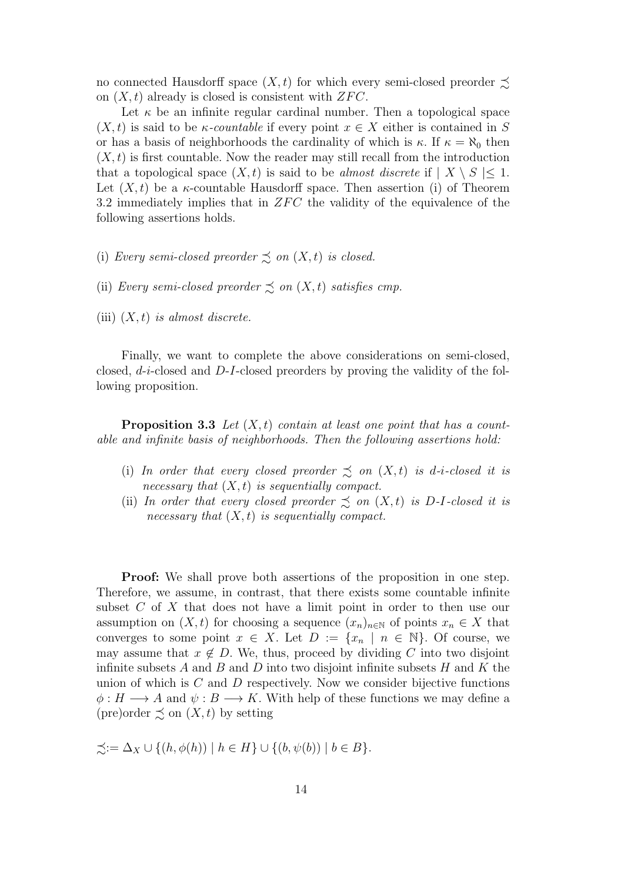no connected Hausdorff space $(X, t)$ for which every semi-closed preorder $\precsim$ on $(X, t)$ already is closed is consistent with $ZFC$.

Let $\kappa$ be an infinite regular cardinal number. Then a topological space $(X, t)$ is said to be *$\kappa$-countable* if every point $x \in X$ either is contained in $S$ or has a basis of neighborhoods the cardinality of which is $\kappa$. If $\kappa = \aleph_0$ then $(X, t)$ is first countable. Now the reader may still recall from the introduction that a topological space $(X, t)$ is said to be *almost discrete* if $| X \setminus S | \leq 1$. Let $(X, t)$ be a $\kappa$-countable Hausdorff space. Then assertion (i) of Theorem 3.2 immediately implies that in $ZFC$ the validity of the equivalence of the following assertions holds.

(i) *Every semi-closed preorder $\precsim$ on $(X, t)$ is closed.*

(ii) *Every semi-closed preorder $\precsim$ on $(X, t)$ satisfies cmp.*

(iii) *$(X, t)$ is almost discrete.*

Finally, we want to complete the above considerations on semi-closed, closed, *d-i*-closed and *D-I*-closed preorders by proving the validity of the following proposition.

**Proposition 3.3** *Let $(X, t)$ contain at least one point that has a countable and infinite basis of neighborhoods. Then the following assertions hold:*

(i) *In order that every closed preorder $\precsim$ on $(X, t)$ is d-i-closed it is necessary that $(X, t)$ is sequentially compact.*

(ii) *In order that every closed preorder $\precsim$ on $(X, t)$ is D-I-closed it is necessary that $(X, t)$ is sequentially compact.*

**Proof:** We shall prove both assertions of the proposition in one step. Therefore, we assume, in contrast, that there exists some countable infinite subset $C$ of $X$ that does not have a limit point in order to then use our assumption on $(X, t)$ for choosing a sequence $(x_n)_{n \in \mathbb{N}}$ of points $x_n \in X$ that converges to some point $x \in X$. Let $D := \{x_n \mid n \in \mathbb{N}\}$. Of course, we may assume that $x \notin D$. We, thus, proceed by dividing $C$ into two disjoint infinite subsets $A$ and $B$ and $D$ into two disjoint infinite subsets $H$ and $K$ the union of which is $C$ and $D$ respectively. Now we consider bijective functions $\phi : H \longrightarrow A$ and $\psi : B \longrightarrow K$. With help of these functions we may define a (pre)order $\precsim$ on $(X, t)$ by setting

$$\precsim := \Delta_X \cup \{(h, \phi(h)) \mid h \in H\} \cup \{(b, \psi(b)) \mid b \in B\}.$$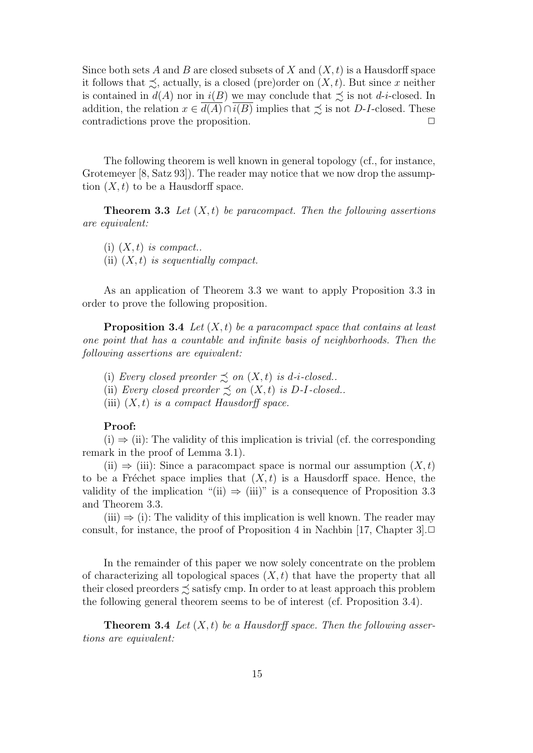Since both sets $A$ and $B$ are closed subsets of $X$ and $(X, t)$ is a Hausdorff space it follows that $\precsim$, actually, is a closed (pre)order on $(X, t)$. But since $x$ neither is contained in $d(A)$ nor in $\overline{i(B)}$ we may conclude that $\precsim$ is not $d$-$i$-closed. In addition, the relation $x \in \overline{d(A)} \cap \overline{i(B)}$ implies that $\precsim$ is not $D$-$I$-closed. These contradictions prove the proposition. □

The following theorem is well known in general topology (cf., for instance, Grotemeyer [8, Satz 93]). The reader may notice that we now drop the assumption $(X, t)$ to be a Hausdorff space.

**Theorem 3.3** *Let $(X, t)$ be paracompact. Then the following assertions are equivalent:*

(i) *$(X, t)$ is compact..*
(ii) *$(X, t)$ is sequentially compact.*

As an application of Theorem 3.3 we want to apply Proposition 3.3 in order to prove the following proposition.

**Proposition 3.4** *Let $(X, t)$ be a paracompact space that contains at least one point that has a countable and infinite basis of neighborhoods. Then the following assertions are equivalent:*

(i) *Every closed preorder $\precsim$ on $(X, t)$ is d-i-closed..*
(ii) *Every closed preorder $\precsim$ on $(X, t)$ is D-I-closed..*
(iii) *$(X, t)$ is a compact Hausdorff space.*

**Proof:**

(i) $\Rightarrow$ (ii): The validity of this implication is trivial (cf. the corresponding remark in the proof of Lemma 3.1).

(ii) $\Rightarrow$ (iii): Since a paracompact space is normal our assumption $(X, t)$ to be a Fréchet space implies that $(X, t)$ is a Hausdorff space. Hence, the validity of the implication "(ii) $\Rightarrow$ (iii)" is a consequence of Proposition 3.3 and Theorem 3.3.

(iii) $\Rightarrow$ (i): The validity of this implication is well known. The reader may consult, for instance, the proof of Proposition 4 in Nachbin [17, Chapter 3].□

In the remainder of this paper we now solely concentrate on the problem of characterizing all topological spaces $(X, t)$ that have the property that all their closed preorders $\precsim$ satisfy cmp. In order to at least approach this problem the following general theorem seems to be of interest (cf. Proposition 3.4).

**Theorem 3.4** *Let $(X, t)$ be a Hausdorff space. Then the following assertions are equivalent:*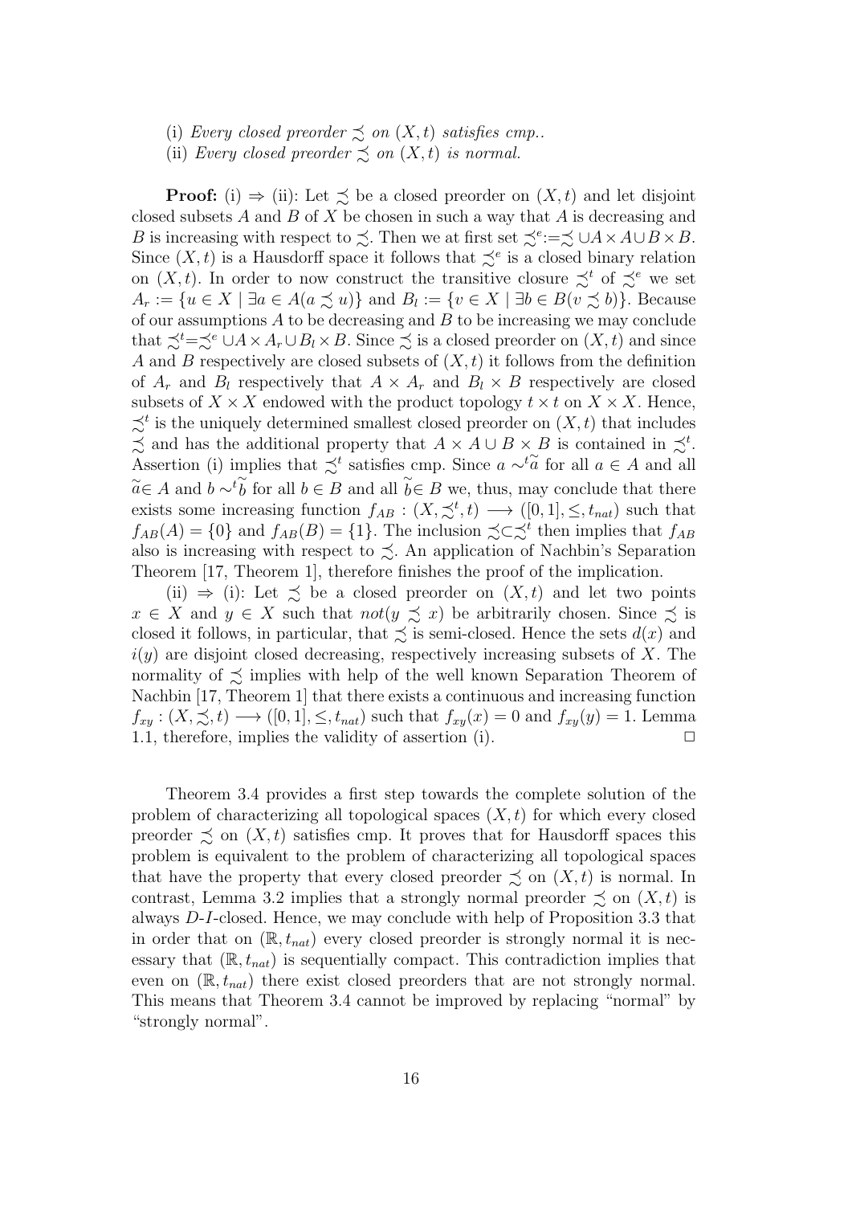(i) *Every closed preorder* $\precsim$ *on* $(X, t)$ *satisfies cmp..*

(ii) *Every closed preorder* $\precsim$ *on* $(X, t)$ *is normal.*

**Proof:** (i) $\Rightarrow$ (ii): Let $\precsim$ be a closed preorder on $(X, t)$ and let disjoint closed subsets $A$ and $B$ of $X$ be chosen in such a way that $A$ is decreasing and $B$ is increasing with respect to $\precsim$. Then we at first set $\precsim^e := \precsim \cup A \times A \cup B \times B$. Since $(X, t)$ is a Hausdorff space it follows that $\precsim^e$ is a closed binary relation on $(X, t)$. In order to now construct the transitive closure $\precsim^t$ of $\precsim^e$ we set $A_r := \{u \in X \mid \exists a \in A(a \precsim u)\}$ and $B_l := \{v \in X \mid \exists b \in B(v \precsim b)\}$. Because of our assumptions $A$ to be decreasing and $B$ to be increasing we may conclude that $\precsim^t = \precsim^e \cup A \times A_r \cup B_l \times B$. Since $\precsim$ is a closed preorder on $(X, t)$ and since $A$ and $B$ respectively are closed subsets of $(X, t)$ it follows from the definition of $A_r$ and $B_l$ respectively that $A \times A_r$ and $B_l \times B$ respectively are closed subsets of $X \times X$ endowed with the product topology $t \times t$ on $X \times X$. Hence, $\precsim^t$ is the uniquely determined smallest closed preorder on $(X, t)$ that includes $\precsim$ and has the additional property that $A \times A \cup B \times B$ is contained in $\precsim^t$. Assertion (i) implies that $\precsim^t$ satisfies cmp. Since $a \sim^t \widetilde{a}$ for all $a \in A$ and all $\widetilde{a} \in A$ and $b \sim^t \widetilde{b}$ for all $b \in B$ and all $\widetilde{b} \in B$ we, thus, may conclude that there exists some increasing function $f_{AB} : (X, \precsim^t, t) \longrightarrow ([0, 1], \leq, t_{nat})$ such that $f_{AB}(A) = \{0\}$ and $f_{AB}(B) = \{1\}$. The inclusion $\precsim \subset \precsim^t$ then implies that $f_{AB}$ also is increasing with respect to $\precsim$. An application of Nachbin's Separation Theorem [17, Theorem 1], therefore finishes the proof of the implication.

(ii) $\Rightarrow$ (i): Let $\precsim$ be a closed preorder on $(X, t)$ and let two points $x \in X$ and $y \in X$ such that $not(y \precsim x)$ be arbitrarily chosen. Since $\precsim$ is closed it follows, in particular, that $\precsim$ is semi-closed. Hence the sets $d(x)$ and $i(y)$ are disjoint closed decreasing, respectively increasing subsets of $X$. The normality of $\precsim$ implies with help of the well known Separation Theorem of Nachbin [17, Theorem 1] that there exists a continuous and increasing function $f_{xy} : (X, \precsim, t) \longrightarrow ([0, 1], \leq, t_{nat})$ such that $f_{xy}(x) = 0$ and $f_{xy}(y) = 1$. Lemma 1.1, therefore, implies the validity of assertion (i). $\square$

Theorem 3.4 provides a first step towards the complete solution of the problem of characterizing all topological spaces $(X, t)$ for which every closed preorder $\precsim$ on $(X, t)$ satisfies cmp. It proves that for Hausdorff spaces this problem is equivalent to the problem of characterizing all topological spaces that have the property that every closed preorder $\precsim$ on $(X, t)$ is normal. In contrast, Lemma 3.2 implies that a strongly normal preorder $\precsim$ on $(X, t)$ is always $D$-$I$-closed. Hence, we may conclude with help of Proposition 3.3 that in order that on $(\mathbb{R}, t_{nat})$ every closed preorder is strongly normal it is necessary that $(\mathbb{R}, t_{nat})$ is sequentially compact. This contradiction implies that even on $(\mathbb{R}, t_{nat})$ there exist closed preorders that are not strongly normal. This means that Theorem 3.4 cannot be improved by replacing "normal" by "strongly normal".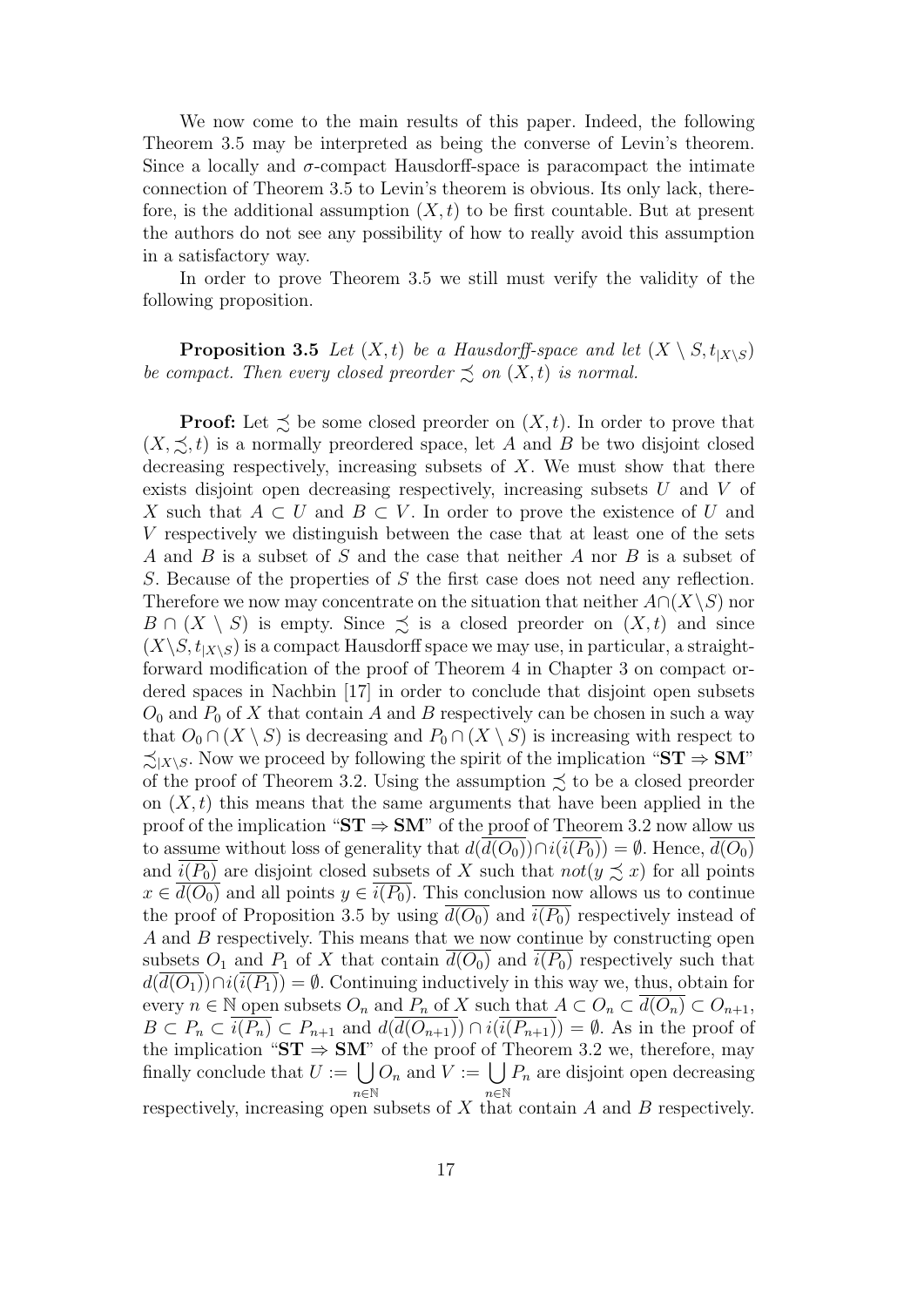We now come to the main results of this paper. Indeed, the following Theorem 3.5 may be interpreted as being the converse of Levin's theorem. Since a locally and $\sigma$-compact Hausdorff-space is paracompact the intimate connection of Theorem 3.5 to Levin's theorem is obvious. Its only lack, therefore, is the additional assumption $(X, t)$ to be first countable. But at present the authors do not see any possibility of how to really avoid this assumption in a satisfactory way.

In order to prove Theorem 3.5 we still must verify the validity of the following proposition.

**Proposition 3.5** *Let $(X, t)$ be a Hausdorff-space and let $(X \setminus S, t_{|X\setminus S})$ be compact. Then every closed preorder $\precsim$ on $(X, t)$ is normal.*

**Proof:** Let $\precsim$ be some closed preorder on $(X, t)$. In order to prove that $(X, \precsim, t)$ is a normally preordered space, let $A$ and $B$ be two disjoint closed decreasing respectively, increasing subsets of $X$. We must show that there exists disjoint open decreasing respectively, increasing subsets $U$ and $V$ of $X$ such that $A \subset U$ and $B \subset V$. In order to prove the existence of $U$ and $V$ respectively we distinguish between the case that at least one of the sets $A$ and $B$ is a subset of $S$ and the case that neither $A$ nor $B$ is a subset of $S$. Because of the properties of $S$ the first case does not need any reflection. Therefore we now may concentrate on the situation that neither $A \cap (X \setminus S)$ nor $B \cap (X \setminus S)$ is empty. Since $\precsim$ is a closed preorder on $(X, t)$ and since $(X \setminus S, t_{|X\setminus S})$ is a compact Hausdorff space we may use, in particular, a straightforward modification of the proof of Theorem 4 in Chapter 3 on compact ordered spaces in Nachbin [17] in order to conclude that disjoint open subsets $O_0$ and $P_0$ of $X$ that contain $A$ and $B$ respectively can be chosen in such a way that $O_0 \cap (X \setminus S)$ is decreasing and $P_0 \cap (X \setminus S)$ is increasing with respect to $\precsim_{|X\setminus S}$. Now we proceed by following the spirit of the implication "**ST** $\Rightarrow$ **SM**" of the proof of Theorem 3.2. Using the assumption $\precsim$ to be a closed preorder on $(X, t)$ this means that the same arguments that have been applied in the proof of the implication "**ST** $\Rightarrow$ **SM**" of the proof of Theorem 3.2 now allow us to assume without loss of generality that $d(\overline{d(O_0)}) \cap i(\overline{i(P_0)}) = \emptyset$. Hence, $\overline{d(O_0)}$ and $\overline{i(P_0)}$ are disjoint closed subsets of $X$ such that $not(y \precsim x)$ for all points $x \in \overline{d(O_0)}$ and all points $y \in \overline{i(P_0)}$. This conclusion now allows us to continue the proof of Proposition 3.5 by using $\overline{d(O_0)}$ and $\overline{i(P_0)}$ respectively instead of $A$ and $B$ respectively. This means that we now continue by constructing open subsets $O_1$ and $P_1$ of $X$ that contain $\overline{d(O_0)}$ and $\overline{i(P_0)}$ respectively such that $d(\overline{d(O_1)}) \cap i(\overline{i(P_1)}) = \emptyset$. Continuing inductively in this way we, thus, obtain for every $n \in \mathbb{N}$ open subsets $O_n$ and $P_n$ of $X$ such that $A \subset O_n \subset \overline{d(O_n)} \subset O_{n+1}$, $B \subset P_n \subset \overline{i(P_n)} \subset P_{n+1}$ and $d(\overline{d(O_{n+1})}) \cap i(\overline{i(P_{n+1})}) = \emptyset$. As in the proof of the implication "**ST** $\Rightarrow$ **SM**" of the proof of Theorem 3.2 we, therefore, may finally conclude that $U := \bigcup_{n \in \mathbb{N}} O_n$ and $V := \bigcup_{n \in \mathbb{N}} P_n$ are disjoint open decreasing respectively, increasing open subsets of $X$ that contain $A$ and $B$ respectively.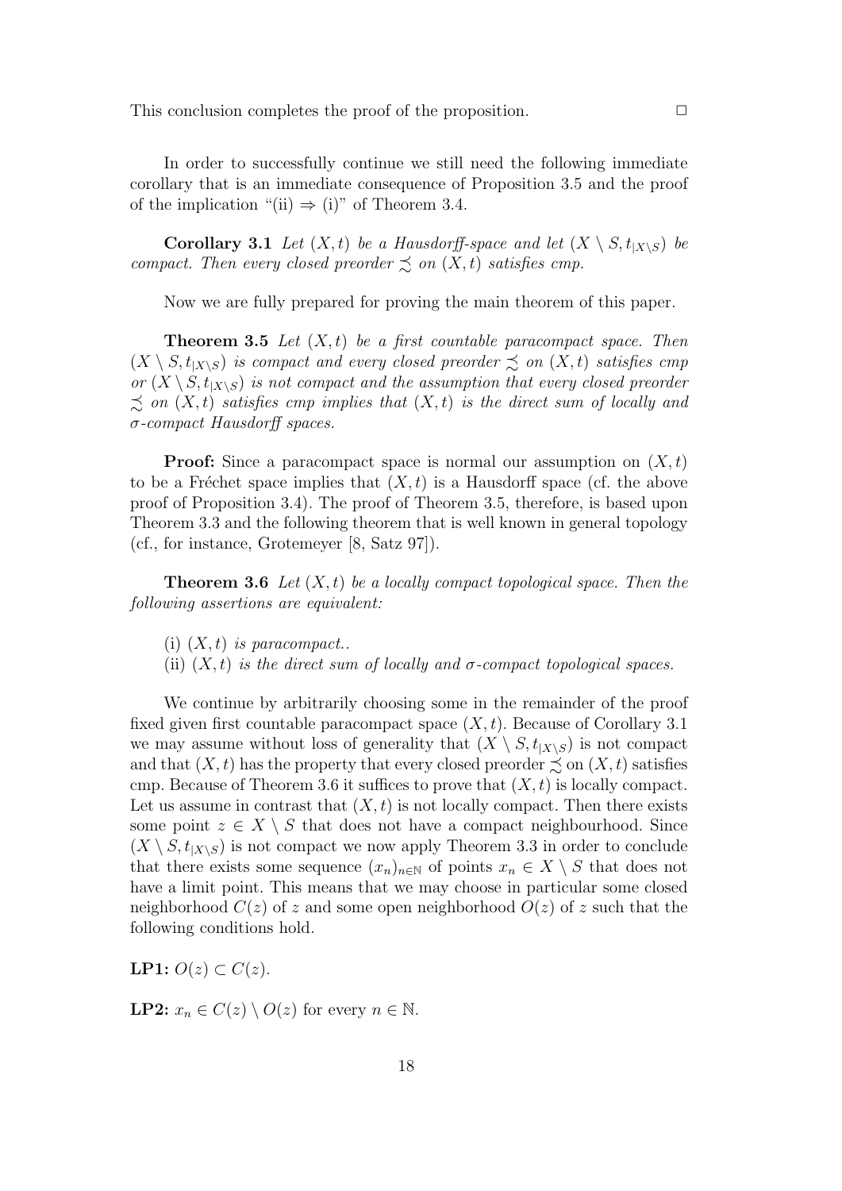This conclusion completes the proof of the proposition. □

In order to successfully continue we still need the following immediate corollary that is an immediate consequence of Proposition 3.5 and the proof of the implication "(ii) ⇒ (i)" of Theorem 3.4.

**Corollary 3.1** *Let $(X, t)$ be a Hausdorff-space and let $(X \setminus S, t_{|X\setminus S})$ be compact. Then every closed preorder $\precsim$ on $(X, t)$ satisfies cmp.*

Now we are fully prepared for proving the main theorem of this paper.

**Theorem 3.5** *Let $(X, t)$ be a first countable paracompact space. Then $(X \setminus S, t_{|X\setminus S})$ is compact and every closed preorder $\precsim$ on $(X, t)$ satisfies cmp or $(X \setminus S, t_{|X\setminus S})$ is not compact and the assumption that every closed preorder $\precsim$ on $(X, t)$ satisfies cmp implies that $(X, t)$ is the direct sum of locally and $\sigma$-compact Hausdorff spaces.*

**Proof:** Since a paracompact space is normal our assumption on $(X, t)$ to be a Fréchet space implies that $(X, t)$ is a Hausdorff space (cf. the above proof of Proposition 3.4). The proof of Theorem 3.5, therefore, is based upon Theorem 3.3 and the following theorem that is well known in general topology (cf., for instance, Grotemeyer [8, Satz 97]).

**Theorem 3.6** *Let $(X, t)$ be a locally compact topological space. Then the following assertions are equivalent:*

(i) *$(X, t)$ is paracompact..*

(ii) *$(X, t)$ is the direct sum of locally and $\sigma$-compact topological spaces.*

We continue by arbitrarily choosing some in the remainder of the proof fixed given first countable paracompact space $(X, t)$. Because of Corollary 3.1 we may assume without loss of generality that $(X \setminus S, t_{|X\setminus S})$ is not compact and that $(X, t)$ has the property that every closed preorder $\precsim$ on $(X, t)$ satisfies cmp. Because of Theorem 3.6 it suffices to prove that $(X, t)$ is locally compact. Let us assume in contrast that $(X, t)$ is not locally compact. Then there exists some point $z \in X \setminus S$ that does not have a compact neighbourhood. Since $(X \setminus S, t_{|X\setminus S})$ is not compact we now apply Theorem 3.3 in order to conclude that there exists some sequence $(x_n)_{n\in\mathbb{N}}$ of points $x_n \in X \setminus S$ that does not have a limit point. This means that we may choose in particular some closed neighborhood $C(z)$ of $z$ and some open neighborhood $O(z)$ of $z$ such that the following conditions hold.

**LP1:** $O(z) \subset C(z)$.

**LP2:** $x_n \in C(z) \setminus O(z)$ for every $n \in \mathbb{N}$.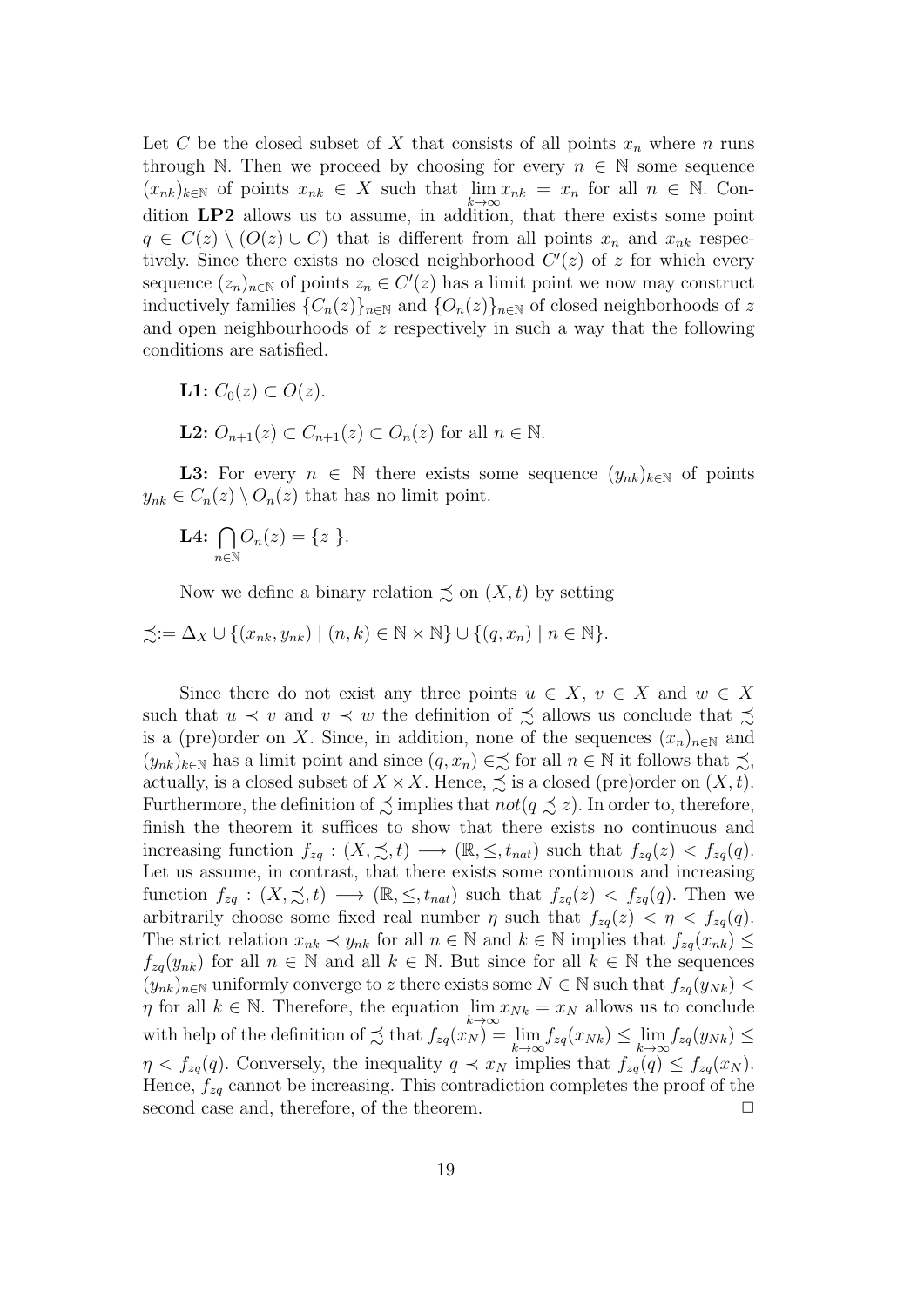Let $C$ be the closed subset of $X$ that consists of all points $x_n$ where $n$ runs through $\mathbb{N}$. Then we proceed by choosing for every $n \in \mathbb{N}$ some sequence $(x_{nk})_{k \in \mathbb{N}}$ of points $x_{nk} \in X$ such that $\lim_{k \to \infty} x_{nk} = x_n$ for all $n \in \mathbb{N}$. Condition **LP2** allows us to assume, in addition, that there exists some point $q \in C(z) \setminus (O(z) \cup C)$ that is different from all points $x_n$ and $x_{nk}$ respectively. Since there exists no closed neighborhood $C'(z)$ of $z$ for which every sequence $(z_n)_{n \in \mathbb{N}}$ of points $z_n \in C'(z)$ has a limit point we now may construct inductively families $\{C_n(z)\}_{n \in \mathbb{N}}$ and $\{O_n(z)\}_{n \in \mathbb{N}}$ of closed neighborhoods of $z$ and open neighbourhoods of $z$ respectively in such a way that the following conditions are satisfied.

**L1:** $C_0(z) \subset O(z)$.

**L2:** $O_{n+1}(z) \subset C_{n+1}(z) \subset O_n(z)$ for all $n \in \mathbb{N}$.

**L3:** For every $n \in \mathbb{N}$ there exists some sequence $(y_{nk})_{k \in \mathbb{N}}$ of points $y_{nk} \in C_n(z) \setminus O_n(z)$ that has no limit point.

**L4:** $\bigcap_{n \in \mathbb{N}} O_n(z) = \{ z \}$.

Now we define a binary relation $\precsim$ on $(X, t)$ by setting

$$\precsim := \Delta_X \cup \{(x_{nk}, y_{nk}) \mid (n, k) \in \mathbb{N} \times \mathbb{N}\} \cup \{(q, x_n) \mid n \in \mathbb{N}\}.$$

Since there do not exist any three points $u \in X$, $v \in X$ and $w \in X$ such that $u \prec v$ and $v \prec w$ the definition of $\precsim$ allows us conclude that $\precsim$ is a (pre)order on $X$. Since, in addition, none of the sequences $(x_n)_{n \in \mathbb{N}}$ and $(y_{nk})_{k \in \mathbb{N}}$ has a limit point and since $(q, x_n) \in \precsim$ for all $n \in \mathbb{N}$ it follows that $\precsim$, actually, is a closed subset of $X \times X$. Hence, $\precsim$ is a closed (pre)order on $(X, t)$. Furthermore, the definition of $\precsim$ implies that $not(q \precsim z)$. In order to, therefore, finish the theorem it suffices to show that there exists no continuous and increasing function $f_{zq} : (X, \precsim, t) \longrightarrow (\mathbb{R}, \leq, t_{nat})$ such that $f_{zq}(z) < f_{zq}(q)$. Let us assume, in contrast, that there exists some continuous and increasing function $f_{zq} : (X, \precsim, t) \longrightarrow (\mathbb{R}, \leq, t_{nat})$ such that $f_{zq}(z) < f_{zq}(q)$. Then we arbitrarily choose some fixed real number $\eta$ such that $f_{zq}(z) < \eta < f_{zq}(q)$. The strict relation $x_{nk} \prec y_{nk}$ for all $n \in \mathbb{N}$ and $k \in \mathbb{N}$ implies that $f_{zq}(x_{nk}) \leq f_{zq}(y_{nk})$ for all $n \in \mathbb{N}$ and all $k \in \mathbb{N}$. But since for all $k \in \mathbb{N}$ the sequences $(y_{nk})_{n \in \mathbb{N}}$ uniformly converge to $z$ there exists some $N \in \mathbb{N}$ such that $f_{zq}(y_{Nk}) < \eta$ for all $k \in \mathbb{N}$. Therefore, the equation $\lim_{k \to \infty} x_{Nk} = x_N$ allows us to conclude with help of the definition of $\precsim$ that $f_{zq}(x_N) = \lim_{k \to \infty} f_{zq}(x_{Nk}) \leq \lim_{k \to \infty} f_{zq}(y_{Nk}) \leq \eta < f_{zq}(q)$. Conversely, the inequality $q \prec x_N$ implies that $f_{zq}(q) \leq f_{zq}(x_N)$. Hence, $f_{zq}$ cannot be increasing. This contradiction completes the proof of the second case and, therefore, of the theorem. $\square$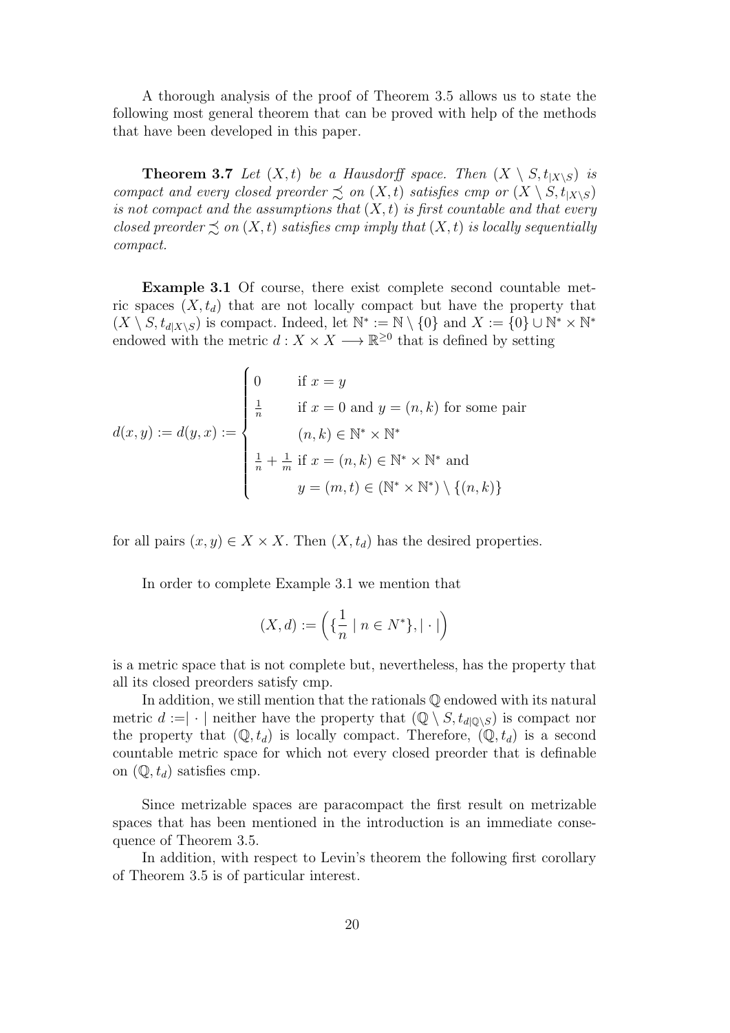A thorough analysis of the proof of Theorem 3.5 allows us to state the following most general theorem that can be proved with help of the methods that have been developed in this paper.

**Theorem 3.7** *Let $(X,t)$ be a Hausdorff space. Then $(X \setminus S, t_{|X\setminus S})$ is compact and every closed preorder $\precsim$ on $(X,t)$ satisfies cmp or $(X \setminus S, t_{|X\setminus S})$ is not compact and the assumptions that $(X,t)$ is first countable and that every closed preorder $\precsim$ on $(X,t)$ satisfies cmp imply that $(X,t)$ is locally sequentially compact.*

**Example 3.1** Of course, there exist complete second countable metric spaces $(X, t_d)$ that are not locally compact but have the property that $(X \setminus S, t_{d|X\setminus S})$ is compact. Indeed, let $\mathbb{N}^* := \mathbb{N} \setminus \{0\}$ and $X := \{0\} \cup \mathbb{N}^* \times \mathbb{N}^*$ endowed with the metric $d : X \times X \longrightarrow \mathbb{R}^{\geq 0}$ that is defined by setting

$$d(x,y) := d(y,x) := \begin{cases} 0 & \text{if } x = y \\ \frac{1}{n} & \text{if } x = 0 \text{ and } y = (n,k) \text{ for some pair } \\ & (n,k) \in \mathbb{N}^* \times \mathbb{N}^* \\ \frac{1}{n} + \frac{1}{m} & \text{if } x = (n,k) \in \mathbb{N}^* \times \mathbb{N}^* \text{ and } \\ & y = (m,t) \in (\mathbb{N}^* \times \mathbb{N}^*) \setminus \{(n,k)\} \end{cases}$$

for all pairs $(x,y) \in X \times X$. Then $(X, t_d)$ has the desired properties.

In order to complete Example 3.1 we mention that

$$(X,d) := \left( \{\frac{1}{n} \mid n \in N^*\}, |\cdot| \right)$$

is a metric space that is not complete but, nevertheless, has the property that all its closed preorders satisfy cmp.

In addition, we still mention that the rationals $\mathbb{Q}$ endowed with its natural metric $d := |\cdot|$ neither have the property that $(\mathbb{Q} \setminus S, t_{d|\mathbb{Q}\setminus S})$ is compact nor the property that $(\mathbb{Q}, t_d)$ is locally compact. Therefore, $(\mathbb{Q}, t_d)$ is a second countable metric space for which not every closed preorder that is definable on $(\mathbb{Q}, t_d)$ satisfies cmp.

Since metrizable spaces are paracompact the first result on metrizable spaces that has been mentioned in the introduction is an immediate consequence of Theorem 3.5.

In addition, with respect to Levin's theorem the following first corollary of Theorem 3.5 is of particular interest.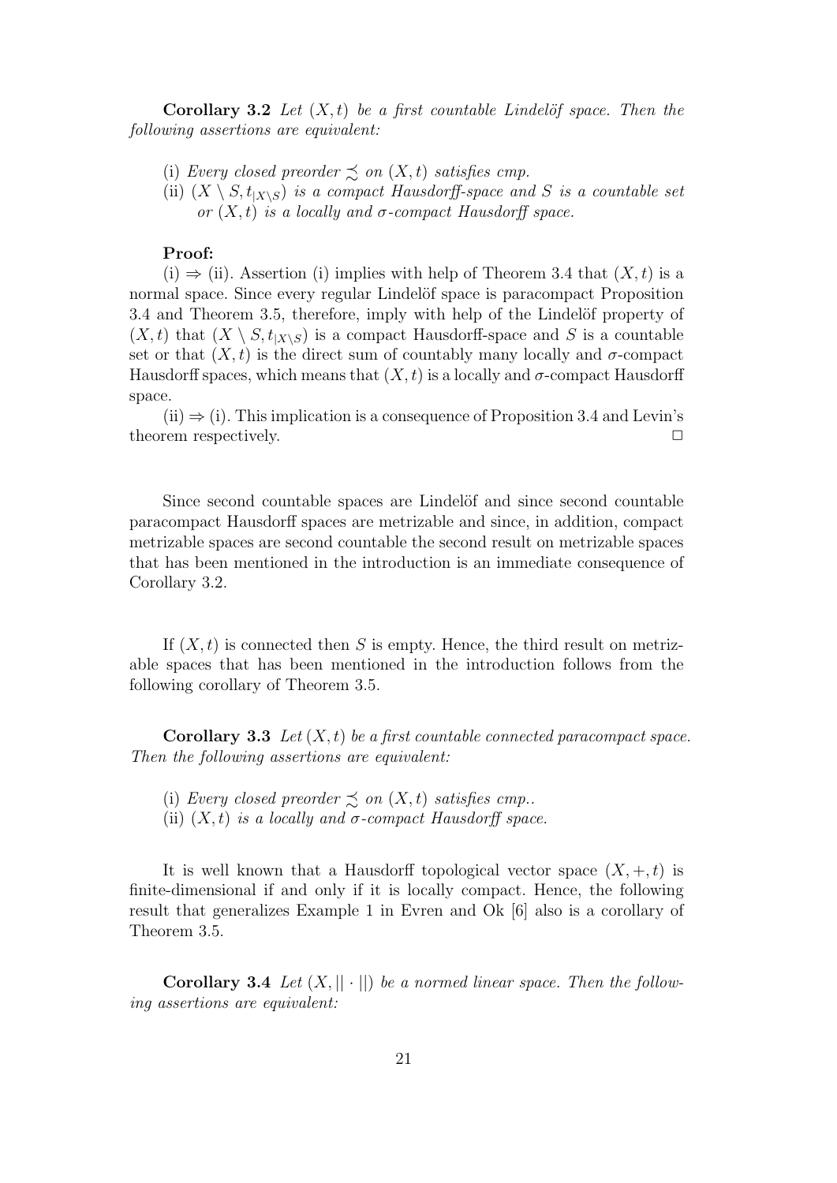**Corollary 3.2** *Let $(X, t)$ be a first countable Lindelöf space. Then the following assertions are equivalent:*

(i) *Every closed preorder $\precsim$ on $(X, t)$ satisfies cmp.*

(ii) *$(X \setminus S, t_{|X \setminus S})$ is a compact Hausdorff-space and $S$ is a countable set or $(X, t)$ is a locally and $\sigma$-compact Hausdorff space.*

**Proof:**

(i) $\Rightarrow$ (ii). Assertion (i) implies with help of Theorem 3.4 that $(X, t)$ is a normal space. Since every regular Lindelöf space is paracompact Proposition 3.4 and Theorem 3.5, therefore, imply with help of the Lindelöf property of $(X, t)$ that $(X \setminus S, t_{|X \setminus S})$ is a compact Hausdorff-space and $S$ is a countable set or that $(X, t)$ is the direct sum of countably many locally and $\sigma$-compact Hausdorff spaces, which means that $(X, t)$ is a locally and $\sigma$-compact Hausdorff space.

(ii) $\Rightarrow$ (i). This implication is a consequence of Proposition 3.4 and Levin's theorem respectively. $\Box$

Since second countable spaces are Lindelöf and since second countable paracompact Hausdorff spaces are metrizable and since, in addition, compact metrizable spaces are second countable the second result on metrizable spaces that has been mentioned in the introduction is an immediate consequence of Corollary 3.2.

If $(X, t)$ is connected then $S$ is empty. Hence, the third result on metrizable spaces that has been mentioned in the introduction follows from the following corollary of Theorem 3.5.

**Corollary 3.3** *Let $(X, t)$ be a first countable connected paracompact space. Then the following assertions are equivalent:*

(i) *Every closed preorder $\precsim$ on $(X, t)$ satisfies cmp..*

(ii) *$(X, t)$ is a locally and $\sigma$-compact Hausdorff space.*

It is well known that a Hausdorff topological vector space $(X, +, t)$ is finite-dimensional if and only if it is locally compact. Hence, the following result that generalizes Example 1 in Evren and Ok [6] also is a corollary of Theorem 3.5.

**Corollary 3.4** *Let $(X, || \cdot ||)$ be a normed linear space. Then the following assertions are equivalent:*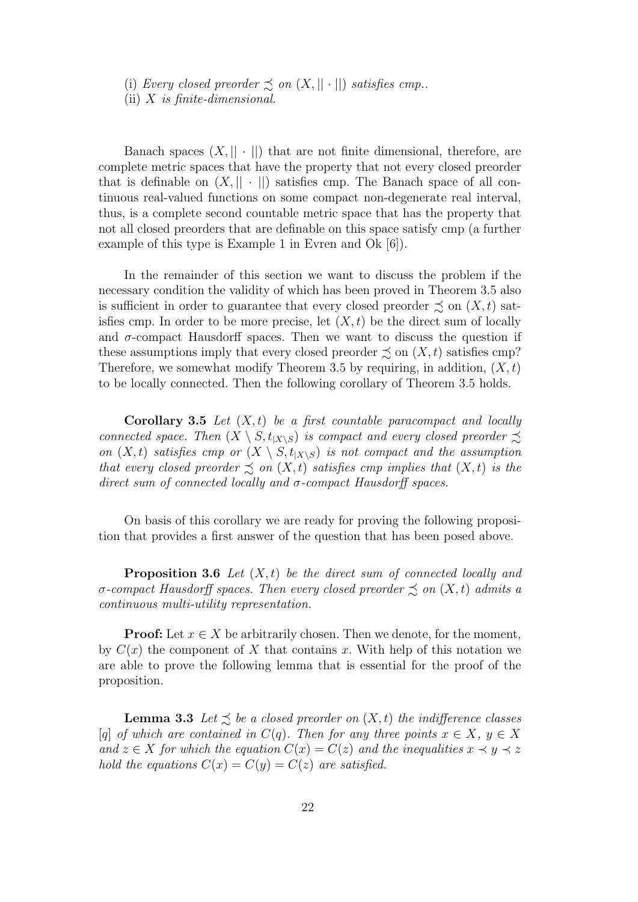(i) *Every closed preorder* $\precsim$ *on* $(X, ||\cdot||)$ *satisfies cmp..*

(ii) $X$ *is finite-dimensional.*

Banach spaces $(X, ||\cdot||)$ that are not finite dimensional, therefore, are complete metric spaces that have the property that not every closed preorder that is definable on $(X, ||\cdot||)$ satisfies cmp. The Banach space of all continuous real-valued functions on some compact non-degenerate real interval, thus, is a complete second countable metric space that has the property that not all closed preorders that are definable on this space satisfy cmp (a further example of this type is Example 1 in Evren and Ok [6]).

In the remainder of this section we want to discuss the problem if the necessary condition the validity of which has been proved in Theorem 3.5 also is sufficient in order to guarantee that every closed preorder $\precsim$ on $(X, t)$ satisfies cmp. In order to be more precise, let $(X, t)$ be the direct sum of locally and $\sigma$-compact Hausdorff spaces. Then we want to discuss the question if these assumptions imply that every closed preorder $\precsim$ on $(X, t)$ satisfies cmp? Therefore, we somewhat modify Theorem 3.5 by requiring, in addition, $(X, t)$ to be locally connected. Then the following corollary of Theorem 3.5 holds.

**Corollary 3.5** *Let* $(X, t)$ *be a first countable paracompact and locally connected space. Then* $(X \setminus S, t_{|X\setminus S})$ *is compact and every closed preorder* $\precsim$ *on* $(X, t)$ *satisfies cmp or* $(X \setminus S, t_{|X\setminus S})$ *is not compact and the assumption that every closed preorder* $\precsim$ *on* $(X, t)$ *satisfies cmp implies that* $(X, t)$ *is the direct sum of connected locally and* $\sigma$*-compact Hausdorff spaces.*

On basis of this corollary we are ready for proving the following proposition that provides a first answer of the question that has been posed above.

**Proposition 3.6** *Let* $(X, t)$ *be the direct sum of connected locally and* $\sigma$*-compact Hausdorff spaces. Then every closed preorder* $\precsim$ *on* $(X, t)$ *admits a continuous multi-utility representation.*

**Proof:** Let $x \in X$ be arbitrarily chosen. Then we denote, for the moment, by $C(x)$ the component of $X$ that contains $x$. With help of this notation we are able to prove the following lemma that is essential for the proof of the proposition.

**Lemma 3.3** *Let* $\precsim$ *be a closed preorder on* $(X, t)$ *the indifference classes* $[q]$ *of which are contained in* $C(q)$*. Then for any three points* $x \in X$*,* $y \in X$ *and* $z \in X$ *for which the equation* $C(x) = C(z)$ *and the inequalities* $x \prec y \prec z$ *hold the equations* $C(x) = C(y) = C(z)$ *are satisfied.*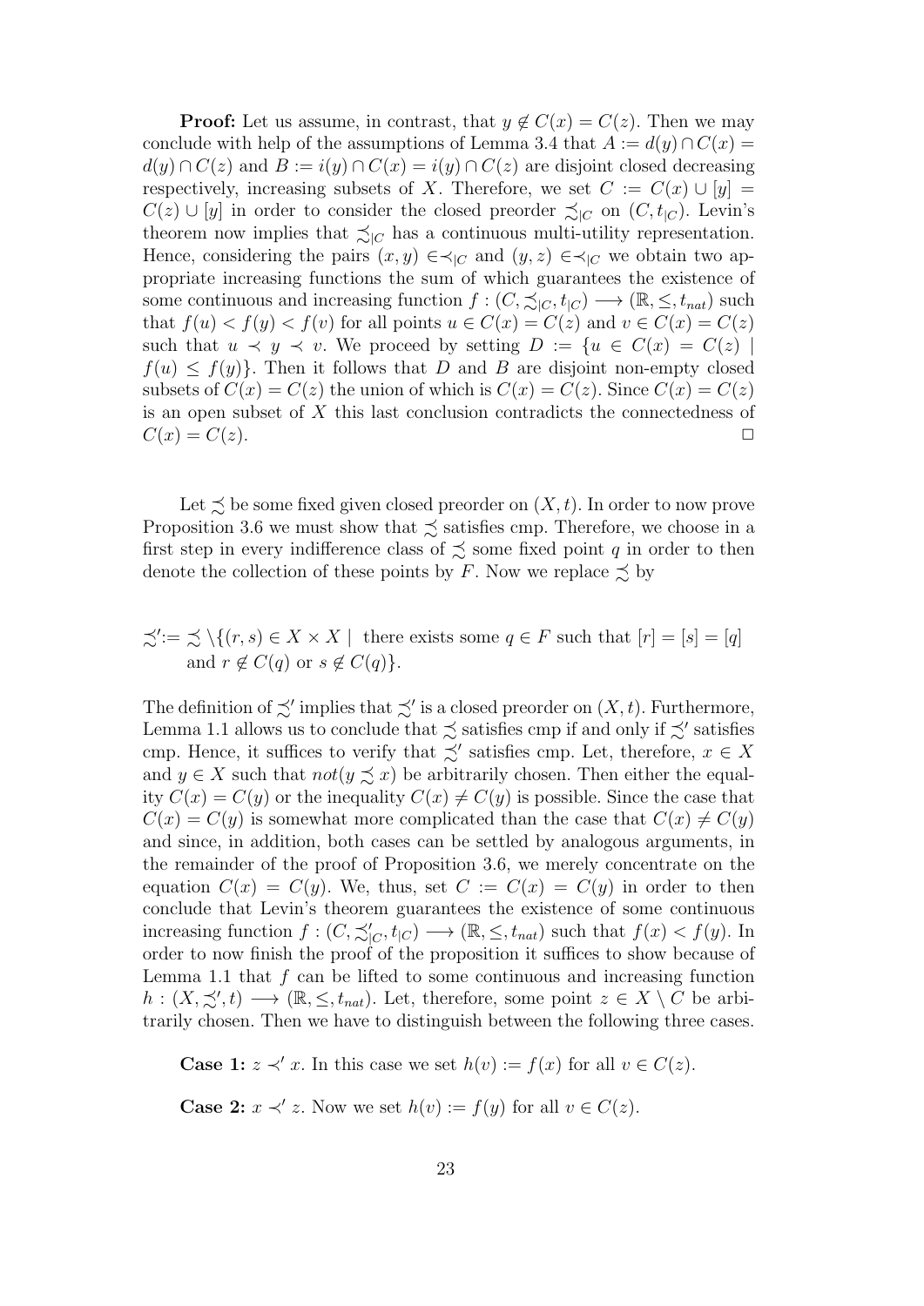**Proof:** Let us assume, in contrast, that $y \notin C(x) = C(z)$. Then we may conclude with help of the assumptions of Lemma 3.4 that $A := d(y) \cap C(x) = d(y) \cap C(z)$ and $B := i(y) \cap C(x) = i(y) \cap C(z)$ are disjoint closed decreasing respectively, increasing subsets of $X$. Therefore, we set $C := C(x) \cup [y] = C(z) \cup [y]$ in order to consider the closed preorder $\precsim_{|C}$ on $(C, t_{|C})$. Levin's theorem now implies that $\precsim_{|C}$ has a continuous multi-utility representation. Hence, considering the pairs $(x, y) \in \prec_{|C}$ and $(y, z) \in \prec_{|C}$ we obtain two appropriate increasing functions the sum of which guarantees the existence of some continuous and increasing function $f : (C, \precsim_{|C}, t_{|C}) \longrightarrow (\mathbb{R}, \leq, t_{nat})$ such that $f(u) < f(y) < f(v)$ for all points $u \in C(x) = C(z)$ and $v \in C(x) = C(z)$ such that $u \prec y \prec v$. We proceed by setting $D := \{u \in C(x) = C(z) \mid f(u) \leq f(y)\}$. Then it follows that $D$ and $B$ are disjoint non-empty closed subsets of $C(x) = C(z)$ the union of which is $C(x) = C(z)$. Since $C(x) = C(z)$ is an open subset of $X$ this last conclusion contradicts the connectedness of $C(x) = C(z)$. $\square$

Let $\precsim$ be some fixed given closed preorder on $(X, t)$. In order to now prove Proposition 3.6 we must show that $\precsim$ satisfies cmp. Therefore, we choose in a first step in every indifference class of $\precsim$ some fixed point $q$ in order to then denote the collection of these points by $F$. Now we replace $\precsim$ by

$$\precsim' := \precsim \setminus \{(r, s) \in X \times X \mid \text{ there exists some } q \in F \text{ such that } [r] = [s] = [q] \text{ and } r \notin C(q) \text{ or } s \notin C(q)\}.$$

The definition of $\precsim'$ implies that $\precsim'$ is a closed preorder on $(X, t)$. Furthermore, Lemma 1.1 allows us to conclude that $\precsim$ satisfies cmp if and only if $\precsim'$ satisfies cmp. Hence, it suffices to verify that $\precsim'$ satisfies cmp. Let, therefore, $x \in X$ and $y \in X$ such that $not(y \precsim x)$ be arbitrarily chosen. Then either the equality $C(x) = C(y)$ or the inequality $C(x) \neq C(y)$ is possible. Since the case that $C(x) = C(y)$ is somewhat more complicated than the case that $C(x) \neq C(y)$ and since, in addition, both cases can be settled by analogous arguments, in the remainder of the proof of Proposition 3.6, we merely concentrate on the equation $C(x) = C(y)$. We, thus, set $C := C(x) = C(y)$ in order to then conclude that Levin's theorem guarantees the existence of some continuous increasing function $f : (C, \precsim'_{|C}, t_{|C}) \longrightarrow (\mathbb{R}, \leq, t_{nat})$ such that $f(x) < f(y)$. In order to now finish the proof of the proposition it suffices to show because of Lemma 1.1 that $f$ can be lifted to some continuous and increasing function $h : (X, \precsim', t) \longrightarrow (\mathbb{R}, \leq, t_{nat})$. Let, therefore, some point $z \in X \setminus C$ be arbitrarily chosen. Then we have to distinguish between the following three cases.

**Case 1:** $z \prec' x$. In this case we set $h(v) := f(x)$ for all $v \in C(z)$.

**Case 2:** $x \prec' z$. Now we set $h(v) := f(y)$ for all $v \in C(z)$.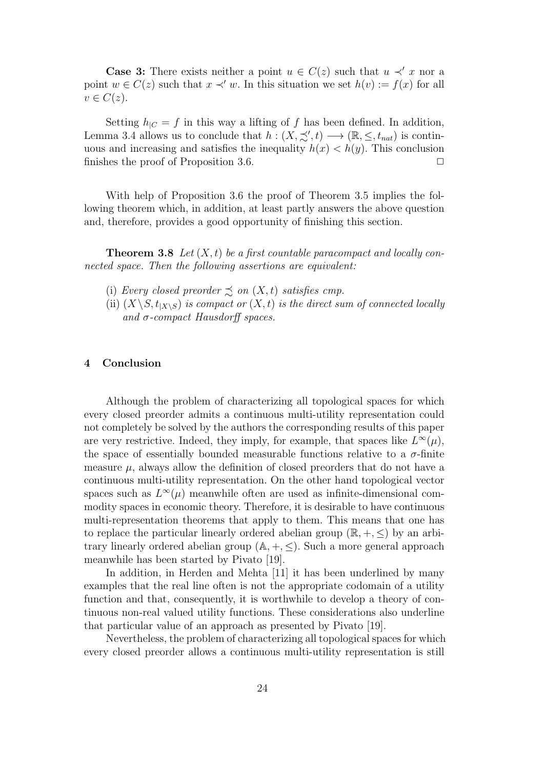**Case 3:** There exists neither a point $u \in C(z)$ such that $u \prec' x$ nor a point $w \in C(z)$ such that $x \prec' w$. In this situation we set $h(v) := f(x)$ for all $v \in C(z)$.

Setting $h_{|C} = f$ in this way a lifting of $f$ has been defined. In addition, Lemma 3.4 allows us to conclude that $h : (X, \precsim', t) \longrightarrow (\mathbb{R}, \leq, t_{nat})$ is continuous and increasing and satisfies the inequality $h(x) < h(y)$. This conclusion finishes the proof of Proposition 3.6. $\square$

With help of Proposition 3.6 the proof of Theorem 3.5 implies the following theorem which, in addition, at least partly answers the above question and, therefore, provides a good opportunity of finishing this section.

**Theorem 3.8** *Let $(X, t)$ be a first countable paracompact and locally connected space. Then the following assertions are equivalent:*

(i) *Every closed preorder $\precsim$ on $(X, t)$ satisfies cmp.*

(ii) *$(X \setminus S, t_{|X \setminus S})$ is compact or $(X, t)$ is the direct sum of connected locally and $\sigma$-compact Hausdorff spaces.*

## 4 Conclusion

Although the problem of characterizing all topological spaces for which every closed preorder admits a continuous multi-utility representation could not completely be solved by the authors the corresponding results of this paper are very restrictive. Indeed, they imply, for example, that spaces like $L^\infty(\mu)$, the space of essentially bounded measurable functions relative to a $\sigma$-finite measure $\mu$, always allow the definition of closed preorders that do not have a continuous multi-utility representation. On the other hand topological vector spaces such as $L^\infty(\mu)$ meanwhile often are used as infinite-dimensional commodity spaces in economic theory. Therefore, it is desirable to have continuous multi-representation theorems that apply to them. This means that one has to replace the particular linearly ordered abelian group $(\mathbb{R}, +, \leq)$ by an arbitrary linearly ordered abelian group $(\mathbb{A}, +, \leq)$. Such a more general approach meanwhile has been started by Pivato [19].

In addition, in Herden and Mehta [11] it has been underlined by many examples that the real line often is not the appropriate codomain of a utility function and that, consequently, it is worthwhile to develop a theory of continuous non-real valued utility functions. These considerations also underline that particular value of an approach as presented by Pivato [19].

Nevertheless, the problem of characterizing all topological spaces for which every closed preorder allows a continuous multi-utility representation is still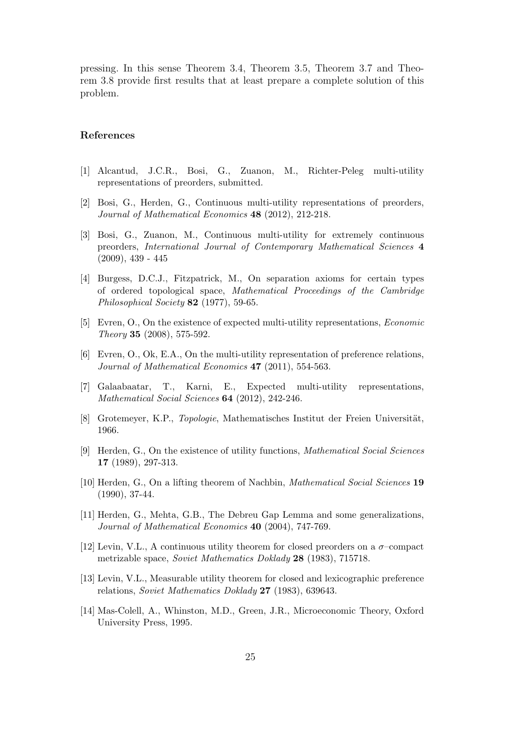pressing. In this sense Theorem 3.4, Theorem 3.5, Theorem 3.7 and Theorem 3.8 provide first results that at least prepare a complete solution of this problem.

## References

[1] Alcantud, J.C.R., Bosi, G., Zuanon, M., Richter-Peleg multi-utility representations of preorders, submitted.

[2] Bosi, G., Herden, G., Continuous multi-utility representations of preorders, *Journal of Mathematical Economics* **48** (2012), 212-218.

[3] Bosi, G., Zuanon, M., Continuous multi-utility for extremely continuous preorders, *International Journal of Contemporary Mathematical Sciences* **4** (2009), 439 - 445

[4] Burgess, D.C.J., Fitzpatrick, M., On separation axioms for certain types of ordered topological space, *Mathematical Proceedings of the Cambridge Philosophical Society* **82** (1977), 59-65.

[5] Evren, O., On the existence of expected multi-utility representations, *Economic Theory* **35** (2008), 575-592.

[6] Evren, O., Ok, E.A., On the multi-utility representation of preference relations, *Journal of Mathematical Economics* **47** (2011), 554-563.

[7] Galaabaatar, T., Karni, E., Expected multi-utility representations, *Mathematical Social Sciences* **64** (2012), 242-246.

[8] Grotemeyer, K.P., *Topologie*, Mathematisches Institut der Freien Universität, 1966.

[9] Herden, G., On the existence of utility functions, *Mathematical Social Sciences* **17** (1989), 297-313.

[10] Herden, G., On a lifting theorem of Nachbin, *Mathematical Social Sciences* **19** (1990), 37-44.

[11] Herden, G., Mehta, G.B., The Debreu Gap Lemma and some generalizations, *Journal of Mathematical Economics* **40** (2004), 747-769.

[12] Levin, V.L., A continuous utility theorem for closed preorders on a $\sigma$–compact metrizable space, *Soviet Mathematics Doklady* **28** (1983), 715718.

[13] Levin, V.L., Measurable utility theorem for closed and lexicographic preference relations, *Soviet Mathematics Doklady* **27** (1983), 639643.

[14] Mas-Colell, A., Whinston, M.D., Green, J.R., Microeconomic Theory, Oxford University Press, 1995.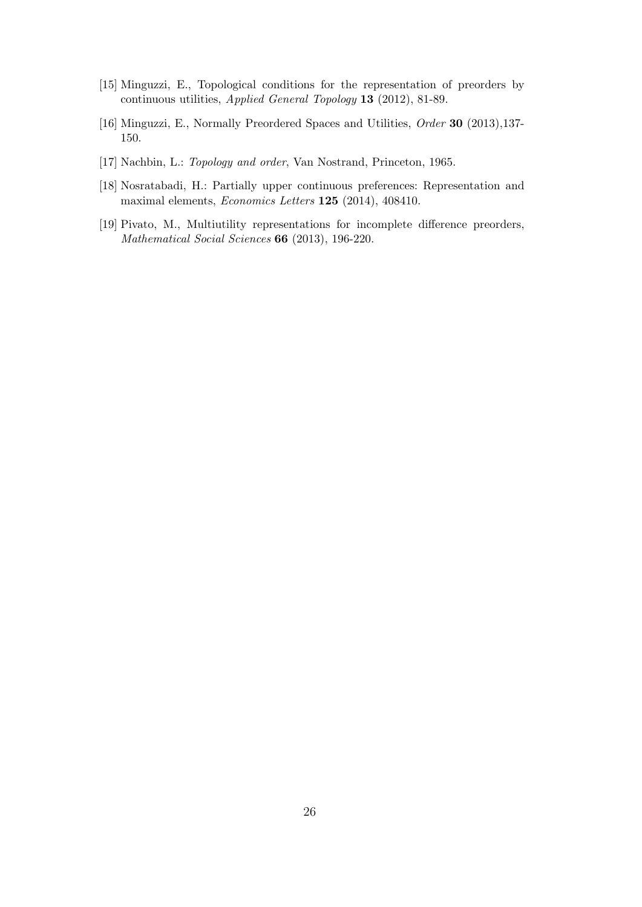[15] Minguzzi, E., Topological conditions for the representation of preorders by continuous utilities, *Applied General Topology* **13** (2012), 81-89.

[16] Minguzzi, E., Normally Preordered Spaces and Utilities, *Order* **30** (2013),137-150.

[17] Nachbin, L.: *Topology and order*, Van Nostrand, Princeton, 1965.

[18] Nosratabadi, H.: Partially upper continuous preferences: Representation and maximal elements, *Economics Letters* **125** (2014), 408410.

[19] Pivato, M., Multiutility representations for incomplete difference preorders, *Mathematical Social Sciences* **66** (2013), 196-220.